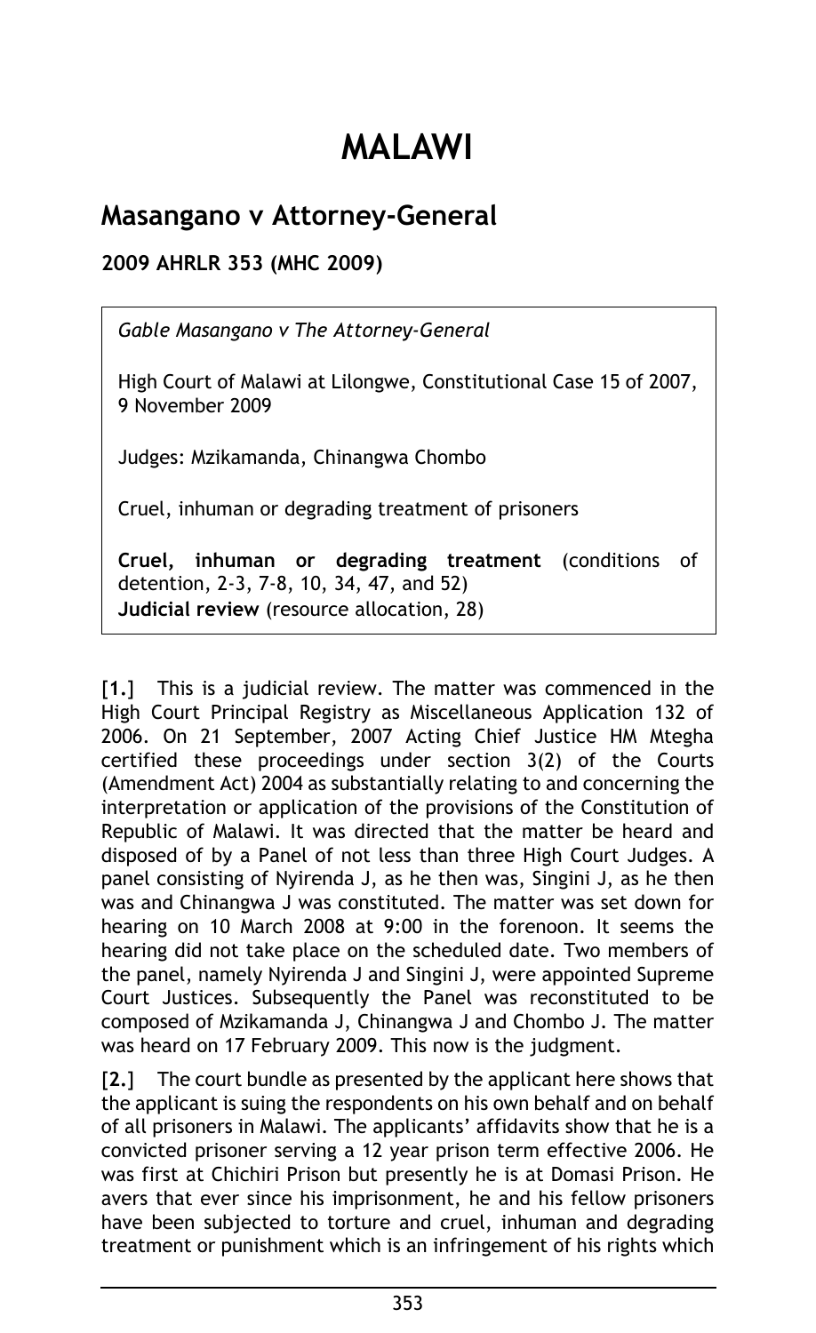# MALAWI

## Masangano v Attorney-General

**2009 AHRLR 353 (MHC 2009)**

*Gable Masangano v The Attorney-General*

High Court of Malawi at Lilongwe, Constitutional Case 15 of 2007, 9 November 2009

Judges: Mzikamanda, Chinangwa Chombo

Cruel, inhuman or degrading treatment of prisoners

**Cruel, inhuman or degrading treatment** (conditions of detention, 2-3, 7-8, 10, 34, 47, and 52)
**Judicial review** (resource allocation, 28)

[**1.**] This is a judicial review. The matter was commenced in the High Court Principal Registry as Miscellaneous Application 132 of 2006. On 21 September, 2007 Acting Chief Justice HM Mtegha certified these proceedings under section 3(2) of the Courts (Amendment Act) 2004 as substantially relating to and concerning the interpretation or application of the provisions of the Constitution of Republic of Malawi. It was directed that the matter be heard and disposed of by a Panel of not less than three High Court Judges. A panel consisting of Nyirenda J, as he then was, Singini J, as he then was and Chinangwa J was constituted. The matter was set down for hearing on 10 March 2008 at 9:00 in the forenoon. It seems the hearing did not take place on the scheduled date. Two members of the panel, namely Nyirenda J and Singini J, were appointed Supreme Court Justices. Subsequently the Panel was reconstituted to be composed of Mzikamanda J, Chinangwa J and Chombo J. The matter was heard on 17 February 2009. This now is the judgment.

[**2.**] The court bundle as presented by the applicant here shows that the applicant is suing the respondents on his own behalf and on behalf of all prisoners in Malawi. The applicants' affidavits show that he is a convicted prisoner serving a 12 year prison term effective 2006. He was first at Chichiri Prison but presently he is at Domasi Prison. He avers that ever since his imprisonment, he and his fellow prisoners have been subjected to torture and cruel, inhuman and degrading treatment or punishment which is an infringement of his rights which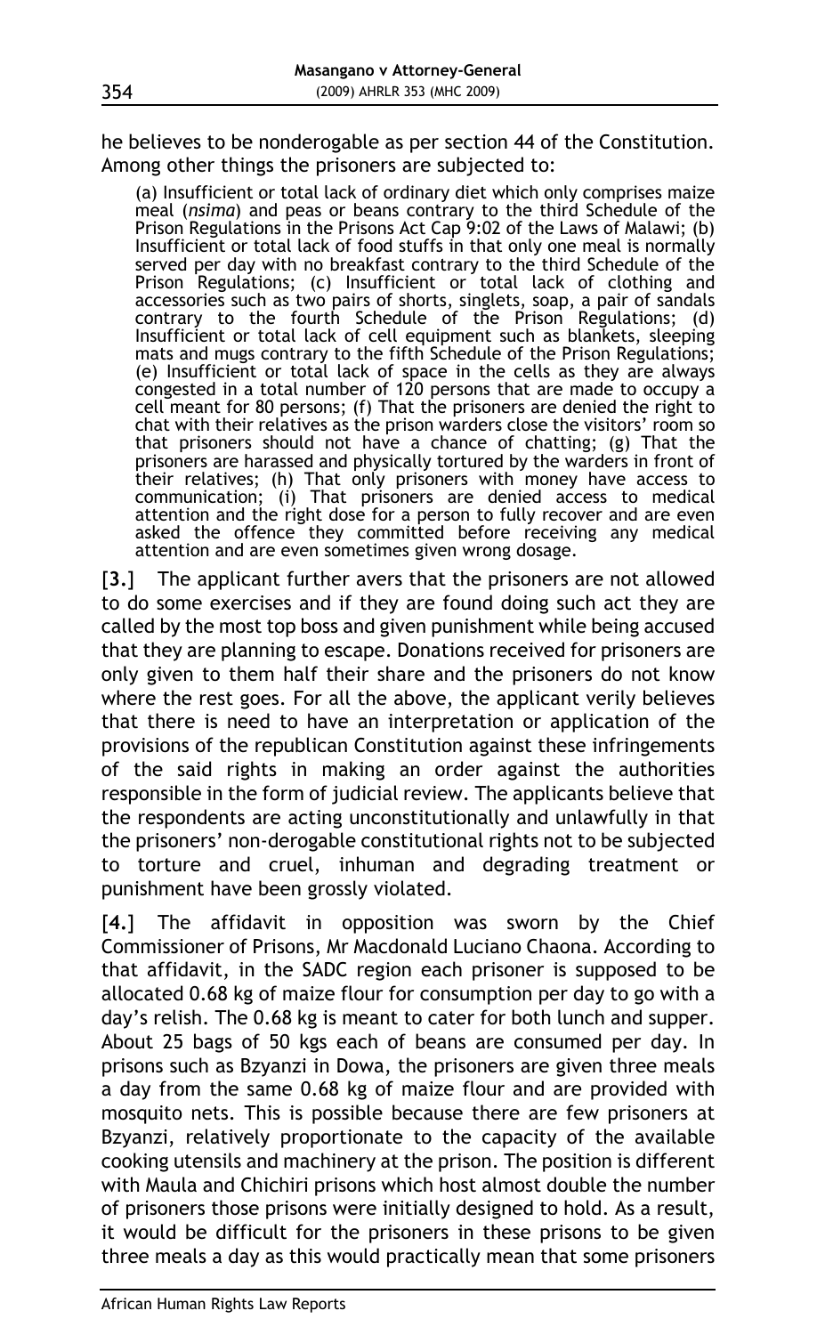he believes to be nonderogable as per section 44 of the Constitution. Among other things the prisoners are subjected to:

> (a) Insufficient or total lack of ordinary diet which only comprises maize meal (*nsima*) and peas or beans contrary to the third Schedule of the Prison Regulations in the Prisons Act Cap 9:02 of the Laws of Malawi; (b) Insufficient or total lack of food stuffs in that only one meal is normally served per day with no breakfast contrary to the third Schedule of the Prison Regulations; (c) Insufficient or total lack of clothing and accessories such as two pairs of shorts, singlets, soap, a pair of sandals contrary to the fourth Schedule of the Prison Regulations; (d) Insufficient or total lack of cell equipment such as blankets, sleeping mats and mugs contrary to the fifth Schedule of the Prison Regulations; (e) Insufficient or total lack of space in the cells as they are always congested in a total number of 120 persons that are made to occupy a cell meant for 80 persons; (f) That the prisoners are denied the right to chat with their relatives as the prison warders close the visitors' room so that prisoners should not have a chance of chatting; (g) That the prisoners are harassed and physically tortured by the warders in front of their relatives; (h) That only prisoners with money have access to communication; (i) That prisoners are denied access to medical attention and the right dose for a person to fully recover and are even asked the offence they committed before receiving any medical attention and are even sometimes given wrong dosage.

[**3.**] The applicant further avers that the prisoners are not allowed to do some exercises and if they are found doing such act they are called by the most top boss and given punishment while being accused that they are planning to escape. Donations received for prisoners are only given to them half their share and the prisoners do not know where the rest goes. For all the above, the applicant verily believes that there is need to have an interpretation or application of the provisions of the republican Constitution against these infringements of the said rights in making an order against the authorities responsible in the form of judicial review. The applicants believe that the respondents are acting unconstitutionally and unlawfully in that the prisoners' non-derogable constitutional rights not to be subjected to torture and cruel, inhuman and degrading treatment or punishment have been grossly violated.

[**4.**] The affidavit in opposition was sworn by the Chief Commissioner of Prisons, Mr Macdonald Luciano Chaona. According to that affidavit, in the SADC region each prisoner is supposed to be allocated 0.68 kg of maize flour for consumption per day to go with a day's relish. The 0.68 kg is meant to cater for both lunch and supper. About 25 bags of 50 kgs each of beans are consumed per day. In prisons such as Bzyanzi in Dowa, the prisoners are given three meals a day from the same 0.68 kg of maize flour and are provided with mosquito nets. This is possible because there are few prisoners at Bzyanzi, relatively proportionate to the capacity of the available cooking utensils and machinery at the prison. The position is different with Maula and Chichiri prisons which host almost double the number of prisoners those prisons were initially designed to hold. As a result, it would be difficult for the prisoners in these prisons to be given three meals a day as this would practically mean that some prisoners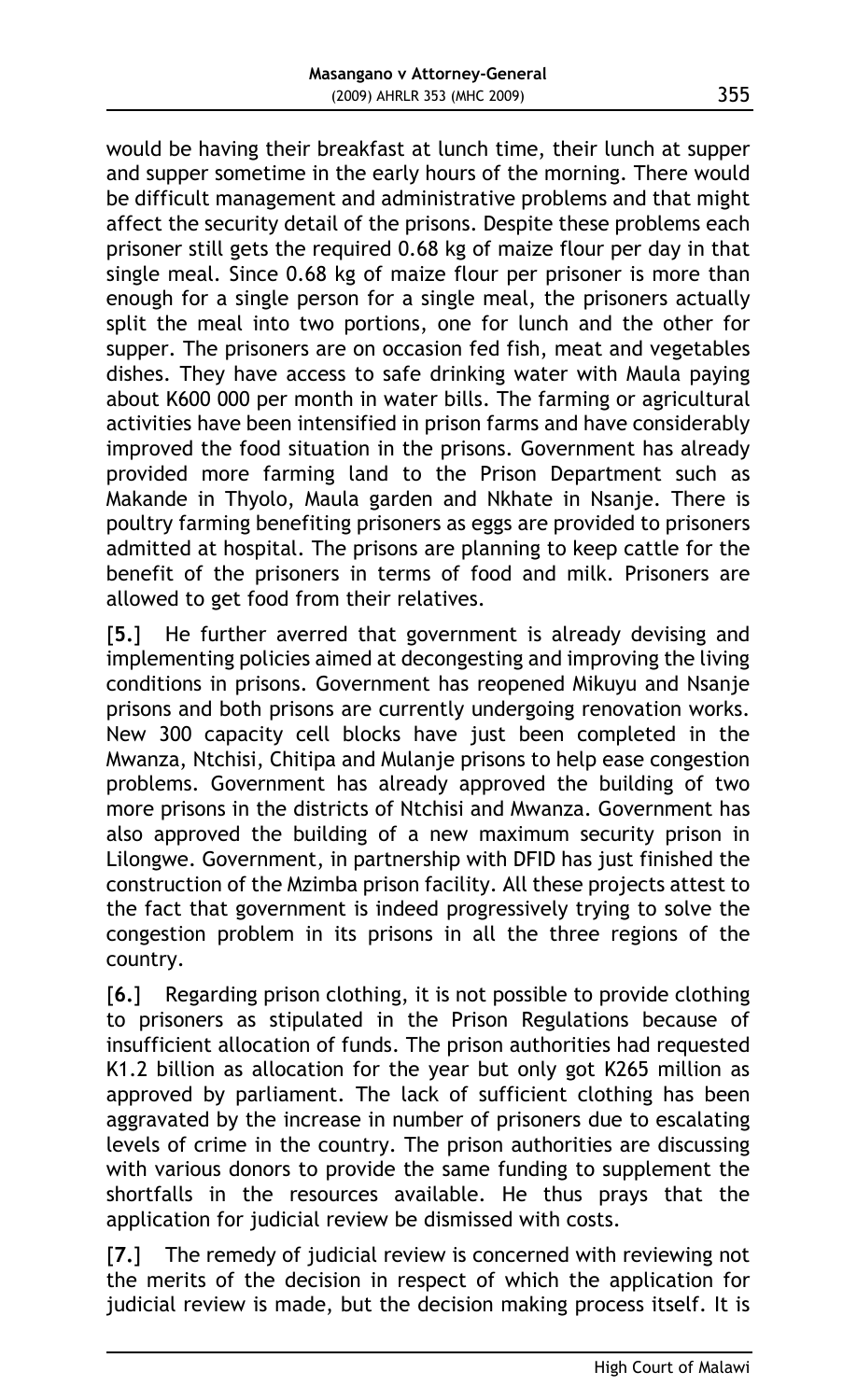would be having their breakfast at lunch time, their lunch at supper and supper sometime in the early hours of the morning. There would be difficult management and administrative problems and that might affect the security detail of the prisons. Despite these problems each prisoner still gets the required 0.68 kg of maize flour per day in that single meal. Since 0.68 kg of maize flour per prisoner is more than enough for a single person for a single meal, the prisoners actually split the meal into two portions, one for lunch and the other for supper. The prisoners are on occasion fed fish, meat and vegetables dishes. They have access to safe drinking water with Maula paying about K600 000 per month in water bills. The farming or agricultural activities have been intensified in prison farms and have considerably improved the food situation in the prisons. Government has already provided more farming land to the Prison Department such as Makande in Thyolo, Maula garden and Nkhate in Nsanje. There is poultry farming benefiting prisoners as eggs are provided to prisoners admitted at hospital. The prisons are planning to keep cattle for the benefit of the prisoners in terms of food and milk. Prisoners are allowed to get food from their relatives.

**[5.]** He further averred that government is already devising and implementing policies aimed at decongesting and improving the living conditions in prisons. Government has reopened Mikuyu and Nsanje prisons and both prisons are currently undergoing renovation works. New 300 capacity cell blocks have just been completed in the Mwanza, Ntchisi, Chitipa and Mulanje prisons to help ease congestion problems. Government has already approved the building of two more prisons in the districts of Ntchisi and Mwanza. Government has also approved the building of a new maximum security prison in Lilongwe. Government, in partnership with DFID has just finished the construction of the Mzimba prison facility. All these projects attest to the fact that government is indeed progressively trying to solve the congestion problem in its prisons in all the three regions of the country.

**[6.]** Regarding prison clothing, it is not possible to provide clothing to prisoners as stipulated in the Prison Regulations because of insufficient allocation of funds. The prison authorities had requested K1.2 billion as allocation for the year but only got K265 million as approved by parliament. The lack of sufficient clothing has been aggravated by the increase in number of prisoners due to escalating levels of crime in the country. The prison authorities are discussing with various donors to provide the same funding to supplement the shortfalls in the resources available. He thus prays that the application for judicial review be dismissed with costs.

**[7.]** The remedy of judicial review is concerned with reviewing not the merits of the decision in respect of which the application for judicial review is made, but the decision making process itself. It is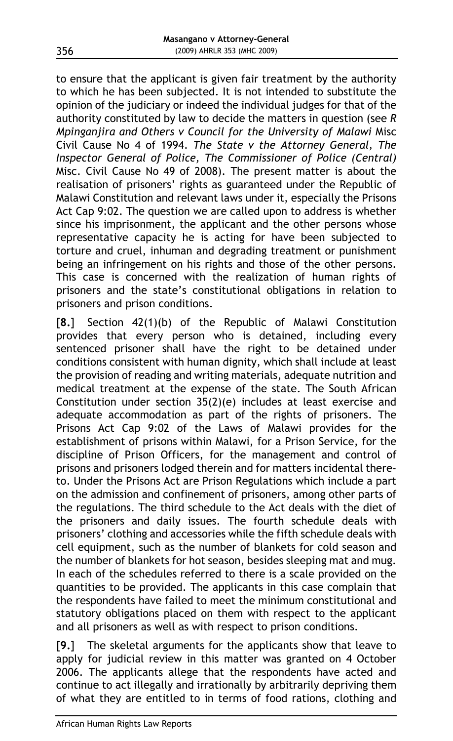to ensure that the applicant is given fair treatment by the authority to which he has been subjected. It is not intended to substitute the opinion of the judiciary or indeed the individual judges for that of the authority constituted by law to decide the matters in question (see *R Mpinganjira and Others v Council for the University of Malawi* Misc Civil Cause No 4 of 1994. *The State v the Attorney General, The Inspector General of Police, The Commissioner of Police (Central)* Misc. Civil Cause No 49 of 2008). The present matter is about the realisation of prisoners' rights as guaranteed under the Republic of Malawi Constitution and relevant laws under it, especially the Prisons Act Cap 9:02. The question we are called upon to address is whether since his imprisonment, the applicant and the other persons whose representative capacity he is acting for have been subjected to torture and cruel, inhuman and degrading treatment or punishment being an infringement on his rights and those of the other persons. This case is concerned with the realization of human rights of prisoners and the state's constitutional obligations in relation to prisoners and prison conditions.

[**8.**] Section 42(1)(b) of the Republic of Malawi Constitution provides that every person who is detained, including every sentenced prisoner shall have the right to be detained under conditions consistent with human dignity, which shall include at least the provision of reading and writing materials, adequate nutrition and medical treatment at the expense of the state. The South African Constitution under section 35(2)(e) includes at least exercise and adequate accommodation as part of the rights of prisoners. The Prisons Act Cap 9:02 of the Laws of Malawi provides for the establishment of prisons within Malawi, for a Prison Service, for the discipline of Prison Officers, for the management and control of prisons and prisoners lodged therein and for matters incidental thereto. Under the Prisons Act are Prison Regulations which include a part on the admission and confinement of prisoners, among other parts of the regulations. The third schedule to the Act deals with the diet of the prisoners and daily issues. The fourth schedule deals with prisoners' clothing and accessories while the fifth schedule deals with cell equipment, such as the number of blankets for cold season and the number of blankets for hot season, besides sleeping mat and mug. In each of the schedules referred to there is a scale provided on the quantities to be provided. The applicants in this case complain that the respondents have failed to meet the minimum constitutional and statutory obligations placed on them with respect to the applicant and all prisoners as well as with respect to prison conditions.

[**9.**] The skeletal arguments for the applicants show that leave to apply for judicial review in this matter was granted on 4 October 2006. The applicants allege that the respondents have acted and continue to act illegally and irrationally by arbitrarily depriving them of what they are entitled to in terms of food rations, clothing and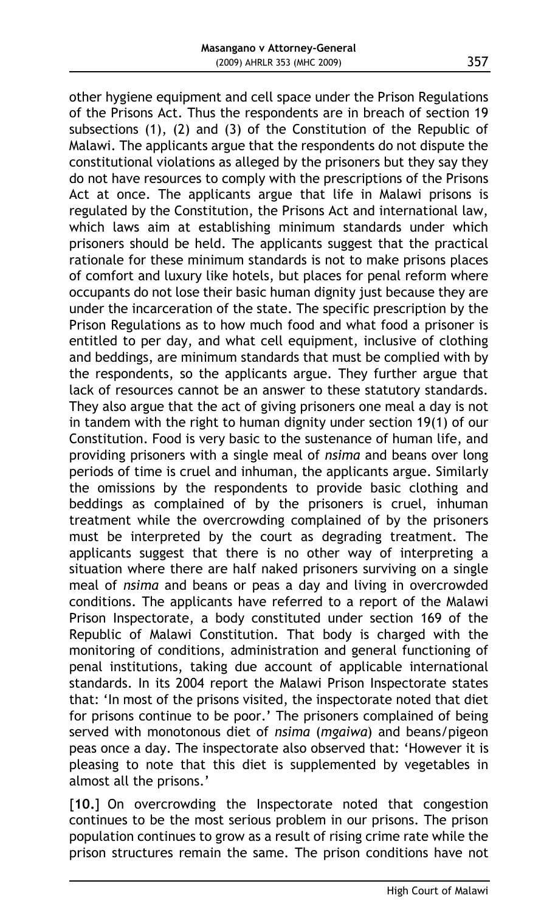other hygiene equipment and cell space under the Prison Regulations of the Prisons Act. Thus the respondents are in breach of section 19 subsections (1), (2) and (3) of the Constitution of the Republic of Malawi. The applicants argue that the respondents do not dispute the constitutional violations as alleged by the prisoners but they say they do not have resources to comply with the prescriptions of the Prisons Act at once. The applicants argue that life in Malawi prisons is regulated by the Constitution, the Prisons Act and international law, which laws aim at establishing minimum standards under which prisoners should be held. The applicants suggest that the practical rationale for these minimum standards is not to make prisons places of comfort and luxury like hotels, but places for penal reform where occupants do not lose their basic human dignity just because they are under the incarceration of the state. The specific prescription by the Prison Regulations as to how much food and what food a prisoner is entitled to per day, and what cell equipment, inclusive of clothing and beddings, are minimum standards that must be complied with by the respondents, so the applicants argue. They further argue that lack of resources cannot be an answer to these statutory standards. They also argue that the act of giving prisoners one meal a day is not in tandem with the right to human dignity under section 19(1) of our Constitution. Food is very basic to the sustenance of human life, and providing prisoners with a single meal of *nsima* and beans over long periods of time is cruel and inhuman, the applicants argue. Similarly the omissions by the respondents to provide basic clothing and beddings as complained of by the prisoners is cruel, inhuman treatment while the overcrowding complained of by the prisoners must be interpreted by the court as degrading treatment. The applicants suggest that there is no other way of interpreting a situation where there are half naked prisoners surviving on a single meal of *nsima* and beans or peas a day and living in overcrowded conditions. The applicants have referred to a report of the Malawi Prison Inspectorate, a body constituted under section 169 of the Republic of Malawi Constitution. That body is charged with the monitoring of conditions, administration and general functioning of penal institutions, taking due account of applicable international standards. In its 2004 report the Malawi Prison Inspectorate states that: 'In most of the prisons visited, the inspectorate noted that diet for prisons continue to be poor.' The prisoners complained of being served with monotonous diet of *nsima* (*mgaiwa*) and beans/pigeon peas once a day. The inspectorate also observed that: 'However it is pleasing to note that this diet is supplemented by vegetables in almost all the prisons.'

[10.] On overcrowding the Inspectorate noted that congestion continues to be the most serious problem in our prisons. The prison population continues to grow as a result of rising crime rate while the prison structures remain the same. The prison conditions have not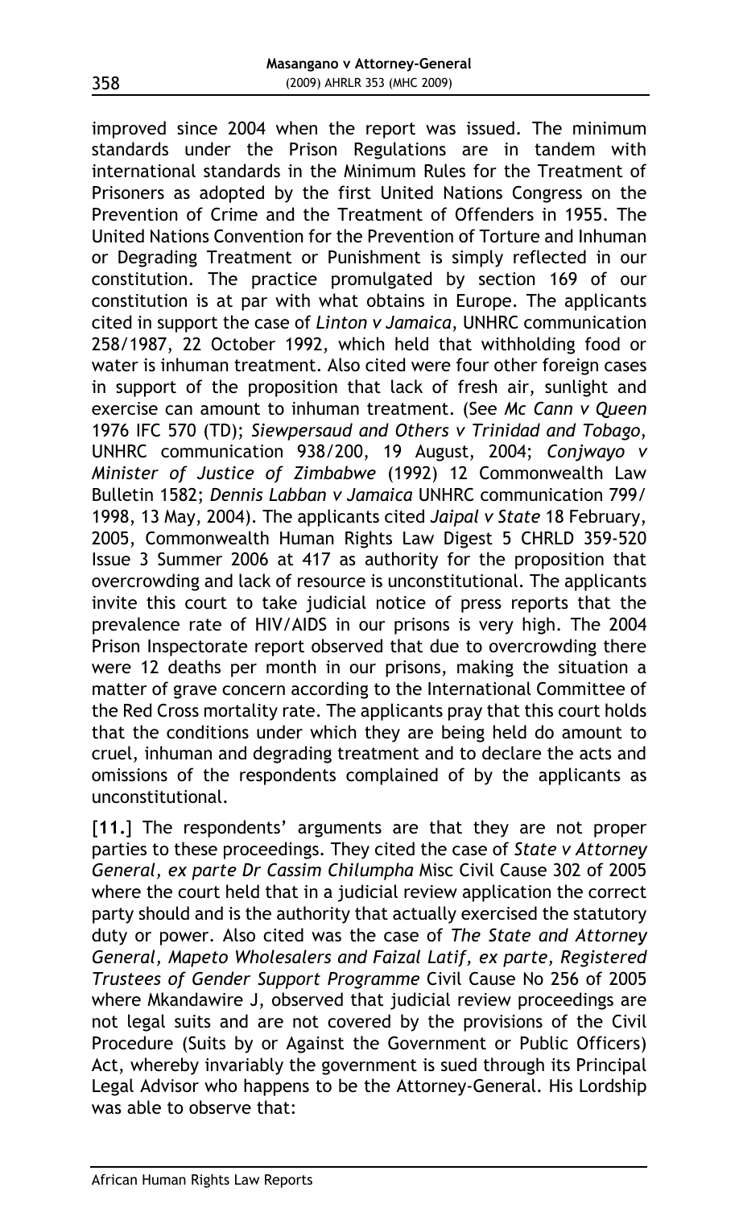improved since 2004 when the report was issued. The minimum standards under the Prison Regulations are in tandem with international standards in the Minimum Rules for the Treatment of Prisoners as adopted by the first United Nations Congress on the Prevention of Crime and the Treatment of Offenders in 1955. The United Nations Convention for the Prevention of Torture and Inhuman or Degrading Treatment or Punishment is simply reflected in our constitution. The practice promulgated by section 169 of our constitution is at par with what obtains in Europe. The applicants cited in support the case of *Linton v Jamaica*, UNHRC communication 258/1987, 22 October 1992, which held that withholding food or water is inhuman treatment. Also cited were four other foreign cases in support of the proposition that lack of fresh air, sunlight and exercise can amount to inhuman treatment. (See *Mc Cann v Queen* 1976 IFC 570 (TD); *Siewpersaud and Others v Trinidad and Tobago*, UNHRC communication 938/200, 19 August, 2004; *Conjwayo v Minister of Justice of Zimbabwe* (1992) 12 Commonwealth Law Bulletin 1582; *Dennis Labban v Jamaica* UNHRC communication 799/1998, 13 May, 2004). The applicants cited *Jaipal v State* 18 February, 2005, Commonwealth Human Rights Law Digest 5 CHRLD 359-520 Issue 3 Summer 2006 at 417 as authority for the proposition that overcrowding and lack of resource is unconstitutional. The applicants invite this court to take judicial notice of press reports that the prevalence rate of HIV/AIDS in our prisons is very high. The 2004 Prison Inspectorate report observed that due to overcrowding there were 12 deaths per month in our prisons, making the situation a matter of grave concern according to the International Committee of the Red Cross mortality rate. The applicants pray that this court holds that the conditions under which they are being held do amount to cruel, inhuman and degrading treatment and to declare the acts and omissions of the respondents complained of by the applicants as unconstitutional.

**[11.]** The respondents' arguments are that they are not proper parties to these proceedings. They cited the case of *State v Attorney General, ex parte Dr Cassim Chilumpha* Misc Civil Cause 302 of 2005 where the court held that in a judicial review application the correct party should and is the authority that actually exercised the statutory duty or power. Also cited was the case of *The State and Attorney General, Mapeto Wholesalers and Faizal Latif, ex parte, Registered Trustees of Gender Support Programme* Civil Cause No 256 of 2005 where Mkandawire J, observed that judicial review proceedings are not legal suits and are not covered by the provisions of the Civil Procedure (Suits by or Against the Government or Public Officers) Act, whereby invariably the government is sued through its Principal Legal Advisor who happens to be the Attorney-General. His Lordship was able to observe that: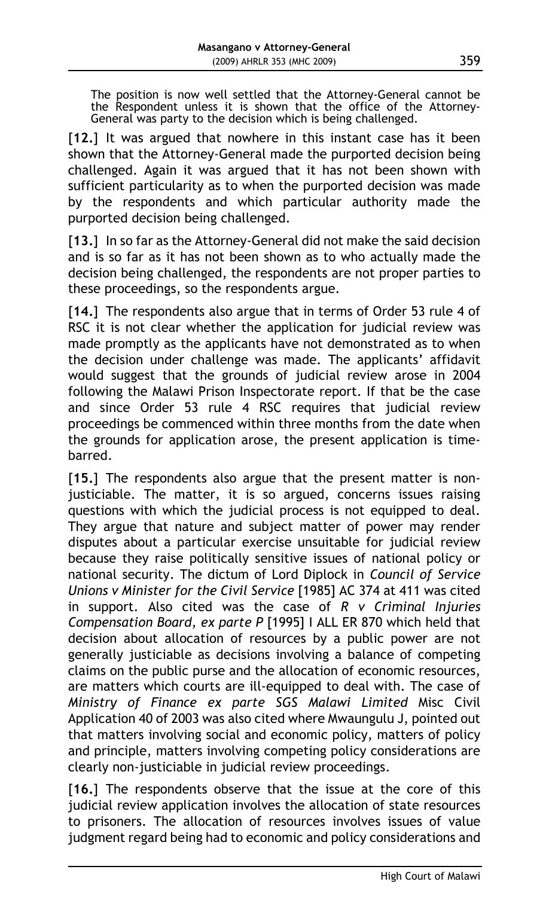> The position is now well settled that the Attorney-General cannot be the Respondent unless it is shown that the office of the Attorney-General was party to the decision which is being challenged.

[**12.**] It was argued that nowhere in this instant case has it been shown that the Attorney-General made the purported decision being challenged. Again it was argued that it has not been shown with sufficient particularity as to when the purported decision was made by the respondents and which particular authority made the purported decision being challenged.

[**13.**] In so far as the Attorney-General did not make the said decision and is so far as it has not been shown as to who actually made the decision being challenged, the respondents are not proper parties to these proceedings, so the respondents argue.

[**14.**] The respondents also argue that in terms of Order 53 rule 4 of RSC it is not clear whether the application for judicial review was made promptly as the applicants have not demonstrated as to when the decision under challenge was made. The applicants' affidavit would suggest that the grounds of judicial review arose in 2004 following the Malawi Prison Inspectorate report. If that be the case and since Order 53 rule 4 RSC requires that judicial review proceedings be commenced within three months from the date when the grounds for application arose, the present application is time-barred.

[**15.**] The respondents also argue that the present matter is non-justiciable. The matter, it is so argued, concerns issues raising questions with which the judicial process is not equipped to deal. They argue that nature and subject matter of power may render disputes about a particular exercise unsuitable for judicial review because they raise politically sensitive issues of national policy or national security. The dictum of Lord Diplock in *Council of Service Unions v Minister for the Civil Service* [1985] AC 374 at 411 was cited in support. Also cited was the case of *R v Criminal Injuries Compensation Board, ex parte P* [1995] I ALL ER 870 which held that decision about allocation of resources by a public power are not generally justiciable as decisions involving a balance of competing claims on the public purse and the allocation of economic resources, are matters which courts are ill-equipped to deal with. The case of *Ministry of Finance ex parte SGS Malawi Limited* Misc Civil Application 40 of 2003 was also cited where Mwaungulu J, pointed out that matters involving social and economic policy, matters of policy and principle, matters involving competing policy considerations are clearly non-justiciable in judicial review proceedings.

[**16.**] The respondents observe that the issue at the core of this judicial review application involves the allocation of state resources to prisoners. The allocation of resources involves issues of value judgment regard being had to economic and policy considerations and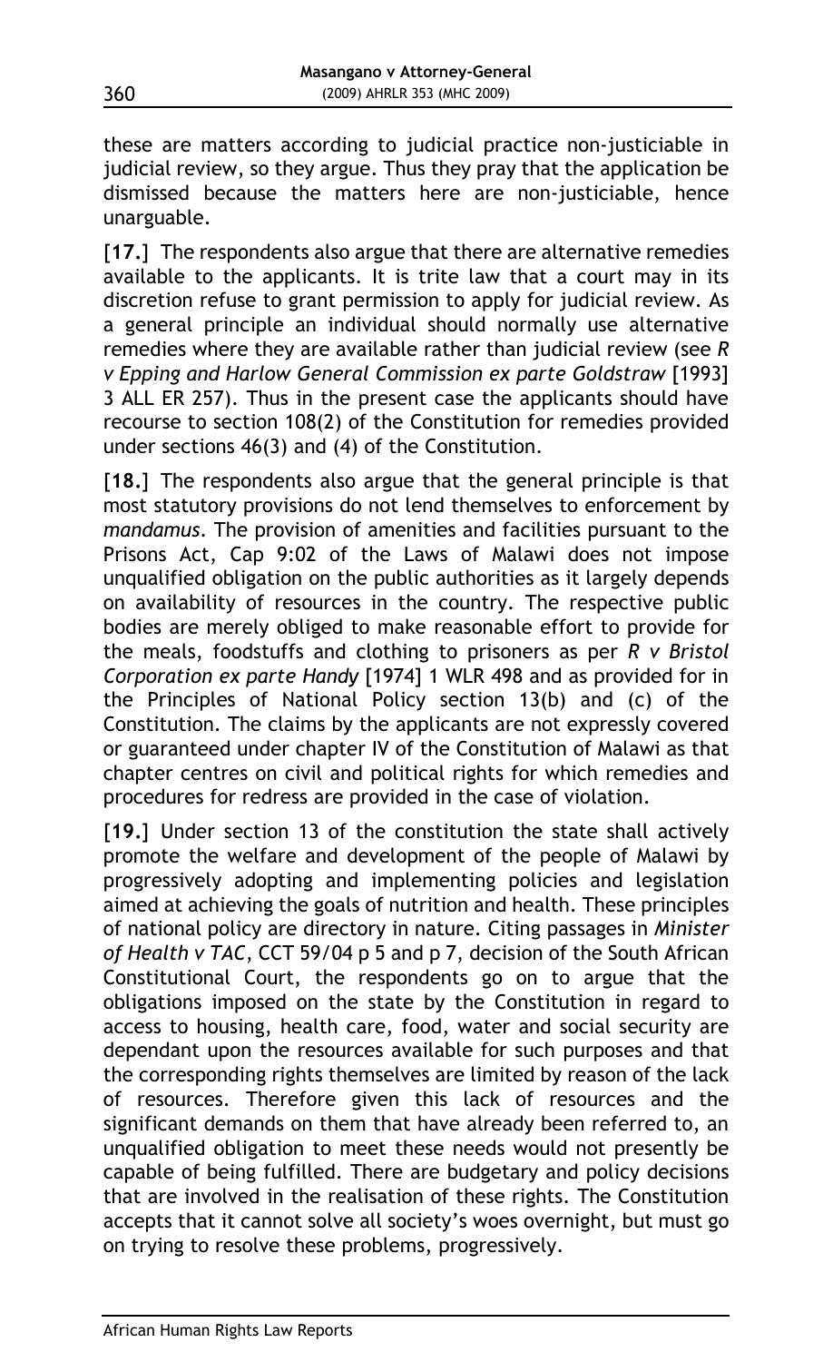these are matters according to judicial practice non-justiciable in judicial review, so they argue. Thus they pray that the application be dismissed because the matters here are non-justiciable, hence unarguable.

[**17.**] The respondents also argue that there are alternative remedies available to the applicants. It is trite law that a court may in its discretion refuse to grant permission to apply for judicial review. As a general principle an individual should normally use alternative remedies where they are available rather than judicial review (see *R v Epping and Harlow General Commission ex parte Goldstraw* [1993] 3 ALL ER 257). Thus in the present case the applicants should have recourse to section 108(2) of the Constitution for remedies provided under sections 46(3) and (4) of the Constitution.

[**18.**] The respondents also argue that the general principle is that most statutory provisions do not lend themselves to enforcement by *mandamus*. The provision of amenities and facilities pursuant to the Prisons Act, Cap 9:02 of the Laws of Malawi does not impose unqualified obligation on the public authorities as it largely depends on availability of resources in the country. The respective public bodies are merely obliged to make reasonable effort to provide for the meals, foodstuffs and clothing to prisoners as per *R v Bristol Corporation ex parte Handy* [1974] 1 WLR 498 and as provided for in the Principles of National Policy section 13(b) and (c) of the Constitution. The claims by the applicants are not expressly covered or guaranteed under chapter IV of the Constitution of Malawi as that chapter centres on civil and political rights for which remedies and procedures for redress are provided in the case of violation.

[**19.**] Under section 13 of the constitution the state shall actively promote the welfare and development of the people of Malawi by progressively adopting and implementing policies and legislation aimed at achieving the goals of nutrition and health. These principles of national policy are directory in nature. Citing passages in *Minister of Health v TAC*, CCT 59/04 p 5 and p 7, decision of the South African Constitutional Court, the respondents go on to argue that the obligations imposed on the state by the Constitution in regard to access to housing, health care, food, water and social security are dependant upon the resources available for such purposes and that the corresponding rights themselves are limited by reason of the lack of resources. Therefore given this lack of resources and the significant demands on them that have already been referred to, an unqualified obligation to meet these needs would not presently be capable of being fulfilled. There are budgetary and policy decisions that are involved in the realisation of these rights. The Constitution accepts that it cannot solve all society's woes overnight, but must go on trying to resolve these problems, progressively.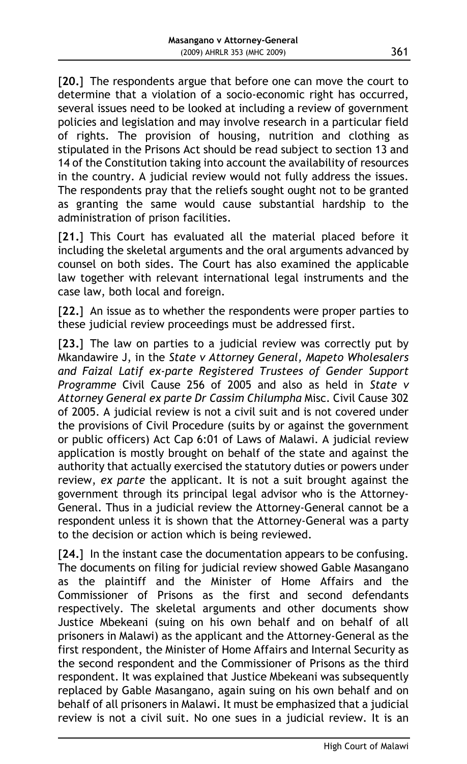[**20.**] The respondents argue that before one can move the court to determine that a violation of a socio-economic right has occurred, several issues need to be looked at including a review of government policies and legislation and may involve research in a particular field of rights. The provision of housing, nutrition and clothing as stipulated in the Prisons Act should be read subject to section 13 and 14 of the Constitution taking into account the availability of resources in the country. A judicial review would not fully address the issues. The respondents pray that the reliefs sought ought not to be granted as granting the same would cause substantial hardship to the administration of prison facilities.

[**21.**] This Court has evaluated all the material placed before it including the skeletal arguments and the oral arguments advanced by counsel on both sides. The Court has also examined the applicable law together with relevant international legal instruments and the case law, both local and foreign.

[**22.**] An issue as to whether the respondents were proper parties to these judicial review proceedings must be addressed first.

[**23.**] The law on parties to a judicial review was correctly put by Mkandawire J, in the *State v Attorney General, Mapeto Wholesalers and Faizal Latif ex-parte Registered Trustees of Gender Support Programme* Civil Cause 256 of 2005 and also as held in *State v Attorney General ex parte Dr Cassim Chilumpha* Misc. Civil Cause 302 of 2005. A judicial review is not a civil suit and is not covered under the provisions of Civil Procedure (suits by or against the government or public officers) Act Cap 6:01 of Laws of Malawi. A judicial review application is mostly brought on behalf of the state and against the authority that actually exercised the statutory duties or powers under review, *ex parte* the applicant. It is not a suit brought against the government through its principal legal advisor who is the Attorney-General. Thus in a judicial review the Attorney-General cannot be a respondent unless it is shown that the Attorney-General was a party to the decision or action which is being reviewed.

[**24.**] In the instant case the documentation appears to be confusing. The documents on filing for judicial review showed Gable Masangano as the plaintiff and the Minister of Home Affairs and the Commissioner of Prisons as the first and second defendants respectively. The skeletal arguments and other documents show Justice Mbekeani (suing on his own behalf and on behalf of all prisoners in Malawi) as the applicant and the Attorney-General as the first respondent, the Minister of Home Affairs and Internal Security as the second respondent and the Commissioner of Prisons as the third respondent. It was explained that Justice Mbekeani was subsequently replaced by Gable Masangano, again suing on his own behalf and on behalf of all prisoners in Malawi. It must be emphasized that a judicial review is not a civil suit. No one sues in a judicial review. It is an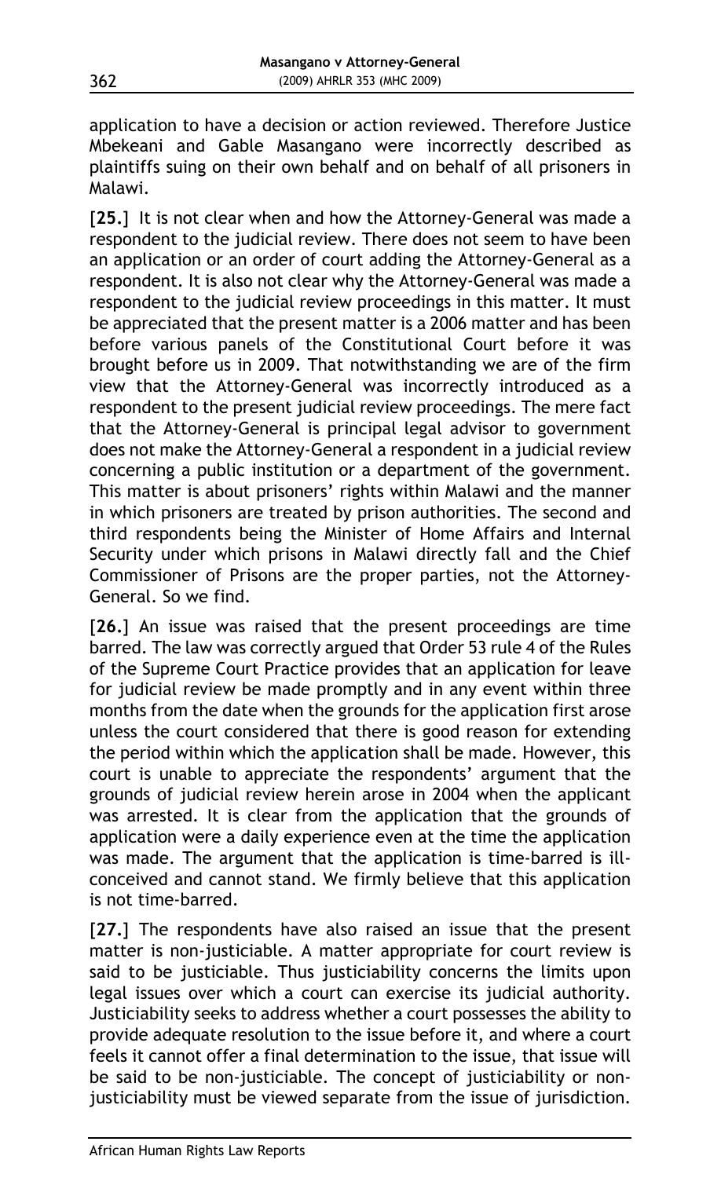application to have a decision or action reviewed. Therefore Justice Mbekeani and Gable Masangano were incorrectly described as plaintiffs suing on their own behalf and on behalf of all prisoners in Malawi.

[**25.**] It is not clear when and how the Attorney-General was made a respondent to the judicial review. There does not seem to have been an application or an order of court adding the Attorney-General as a respondent. It is also not clear why the Attorney-General was made a respondent to the judicial review proceedings in this matter. It must be appreciated that the present matter is a 2006 matter and has been before various panels of the Constitutional Court before it was brought before us in 2009. That notwithstanding we are of the firm view that the Attorney-General was incorrectly introduced as a respondent to the present judicial review proceedings. The mere fact that the Attorney-General is principal legal advisor to government does not make the Attorney-General a respondent in a judicial review concerning a public institution or a department of the government. This matter is about prisoners' rights within Malawi and the manner in which prisoners are treated by prison authorities. The second and third respondents being the Minister of Home Affairs and Internal Security under which prisons in Malawi directly fall and the Chief Commissioner of Prisons are the proper parties, not the Attorney-General. So we find.

[**26.**] An issue was raised that the present proceedings are time barred. The law was correctly argued that Order 53 rule 4 of the Rules of the Supreme Court Practice provides that an application for leave for judicial review be made promptly and in any event within three months from the date when the grounds for the application first arose unless the court considered that there is good reason for extending the period within which the application shall be made. However, this court is unable to appreciate the respondents' argument that the grounds of judicial review herein arose in 2004 when the applicant was arrested. It is clear from the application that the grounds of application were a daily experience even at the time the application was made. The argument that the application is time-barred is ill-conceived and cannot stand. We firmly believe that this application is not time-barred.

[**27.**] The respondents have also raised an issue that the present matter is non-justiciable. A matter appropriate for court review is said to be justiciable. Thus justiciability concerns the limits upon legal issues over which a court can exercise its judicial authority. Justiciability seeks to address whether a court possesses the ability to provide adequate resolution to the issue before it, and where a court feels it cannot offer a final determination to the issue, that issue will be said to be non-justiciable. The concept of justiciability or non-justiciability must be viewed separate from the issue of jurisdiction.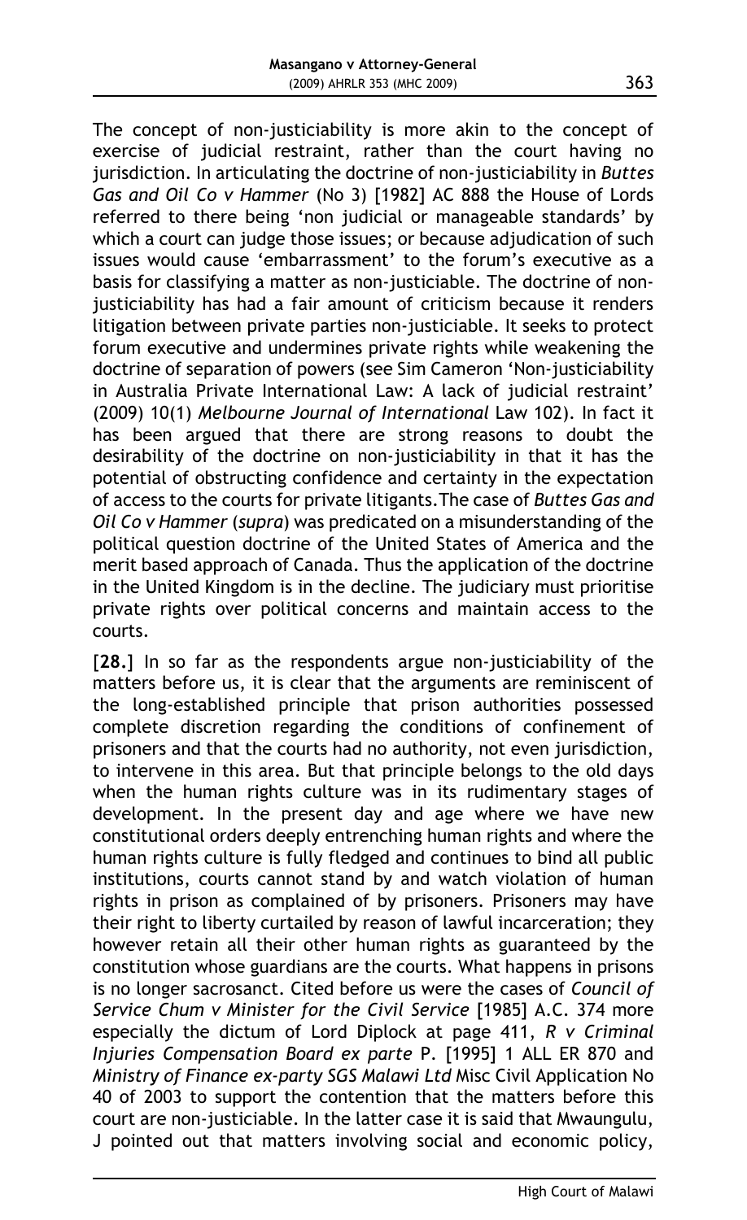The concept of non-justiciability is more akin to the concept of exercise of judicial restraint, rather than the court having no jurisdiction. In articulating the doctrine of non-justiciability in *Buttes Gas and Oil Co v Hammer* (No 3) [1982] AC 888 the House of Lords referred to there being 'non judicial or manageable standards' by which a court can judge those issues; or because adjudication of such issues would cause 'embarrassment' to the forum's executive as a basis for classifying a matter as non-justiciable. The doctrine of non-justiciability has had a fair amount of criticism because it renders litigation between private parties non-justiciable. It seeks to protect forum executive and undermines private rights while weakening the doctrine of separation of powers (see Sim Cameron 'Non-justiciability in Australia Private International Law: A lack of judicial restraint' (2009) 10(1) *Melbourne Journal of International* Law 102). In fact it has been argued that there are strong reasons to doubt the desirability of the doctrine on non-justiciability in that it has the potential of obstructing confidence and certainty in the expectation of access to the courts for private litigants.The case of *Buttes Gas and Oil Co v Hammer* (*supra*) was predicated on a misunderstanding of the political question doctrine of the United States of America and the merit based approach of Canada. Thus the application of the doctrine in the United Kingdom is in the decline. The judiciary must prioritise private rights over political concerns and maintain access to the courts.

[**28.**] In so far as the respondents argue non-justiciability of the matters before us, it is clear that the arguments are reminiscent of the long-established principle that prison authorities possessed complete discretion regarding the conditions of confinement of prisoners and that the courts had no authority, not even jurisdiction, to intervene in this area. But that principle belongs to the old days when the human rights culture was in its rudimentary stages of development. In the present day and age where we have new constitutional orders deeply entrenching human rights and where the human rights culture is fully fledged and continues to bind all public institutions, courts cannot stand by and watch violation of human rights in prison as complained of by prisoners. Prisoners may have their right to liberty curtailed by reason of lawful incarceration; they however retain all their other human rights as guaranteed by the constitution whose guardians are the courts. What happens in prisons is no longer sacrosanct. Cited before us were the cases of *Council of Service Chum v Minister for the Civil Service* [1985] A.C. 374 more especially the dictum of Lord Diplock at page 411, *R v Criminal Injuries Compensation Board ex parte* P. [1995] 1 ALL ER 870 and *Ministry of Finance ex-party SGS Malawi Ltd* Misc Civil Application No 40 of 2003 to support the contention that the matters before this court are non-justiciable. In the latter case it is said that Mwaungulu, J pointed out that matters involving social and economic policy,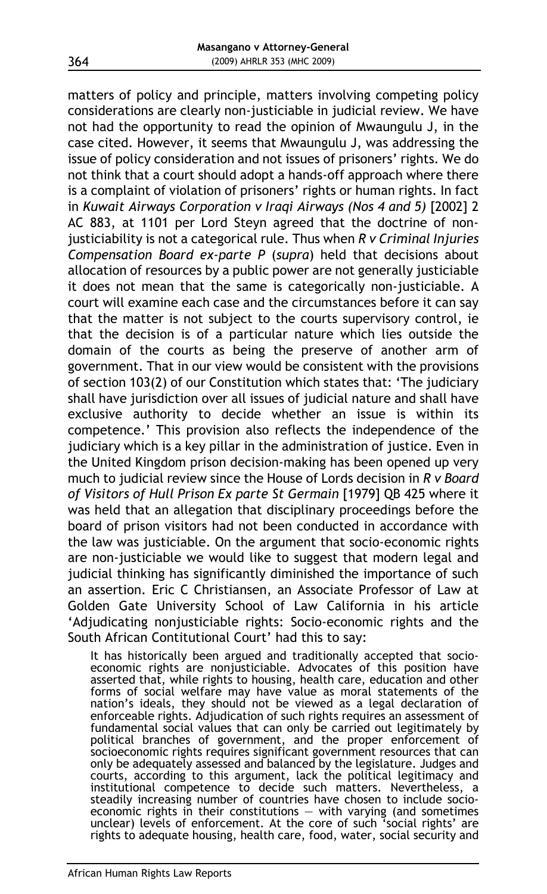matters of policy and principle, matters involving competing policy considerations are clearly non-justiciable in judicial review. We have not had the opportunity to read the opinion of Mwaungulu J, in the case cited. However, it seems that Mwaungulu J, was addressing the issue of policy consideration and not issues of prisoners' rights. We do not think that a court should adopt a hands-off approach where there is a complaint of violation of prisoners' rights or human rights. In fact in *Kuwait Airways Corporation v Iraqi Airways (Nos 4 and 5)* [2002] 2 AC 883, at 1101 per Lord Steyn agreed that the doctrine of non-justiciability is not a categorical rule. Thus when *R v Criminal Injuries Compensation Board ex-parte P* (*supra*) held that decisions about allocation of resources by a public power are not generally justiciable it does not mean that the same is categorically non-justiciable. A court will examine each case and the circumstances before it can say that the matter is not subject to the courts supervisory control, ie that the decision is of a particular nature which lies outside the domain of the courts as being the preserve of another arm of government. That in our view would be consistent with the provisions of section 103(2) of our Constitution which states that: 'The judiciary shall have jurisdiction over all issues of judicial nature and shall have exclusive authority to decide whether an issue is within its competence.' This provision also reflects the independence of the judiciary which is a key pillar in the administration of justice. Even in the United Kingdom prison decision-making has been opened up very much to judicial review since the House of Lords decision in *R v Board of Visitors of Hull Prison Ex parte St Germain* [1979] QB 425 where it was held that an allegation that disciplinary proceedings before the board of prison visitors had not been conducted in accordance with the law was justiciable. On the argument that socio-economic rights are non-justiciable we would like to suggest that modern legal and judicial thinking has significantly diminished the importance of such an assertion. Eric C Christiansen, an Associate Professor of Law at Golden Gate University School of Law California in his article 'Adjudicating nonjusticiable rights: Socio-economic rights and the South African Contitutional Court' had this to say:

> It has historically been argued and traditionally accepted that socio-economic rights are nonjusticiable. Advocates of this position have asserted that, while rights to housing, health care, education and other forms of social welfare may have value as moral statements of the nation's ideals, they should not be viewed as a legal declaration of enforceable rights. Adjudication of such rights requires an assessment of fundamental social values that can only be carried out legitimately by political branches of government, and the proper enforcement of socioeconomic rights requires significant government resources that can only be adequately assessed and balanced by the legislature. Judges and courts, according to this argument, lack the political legitimacy and institutional competence to decide such matters. Nevertheless, a steadily increasing number of countries have chosen to include socio-economic rights in their constitutions — with varying (and sometimes unclear) levels of enforcement. At the core of such 'social rights' are rights to adequate housing, health care, food, water, social security and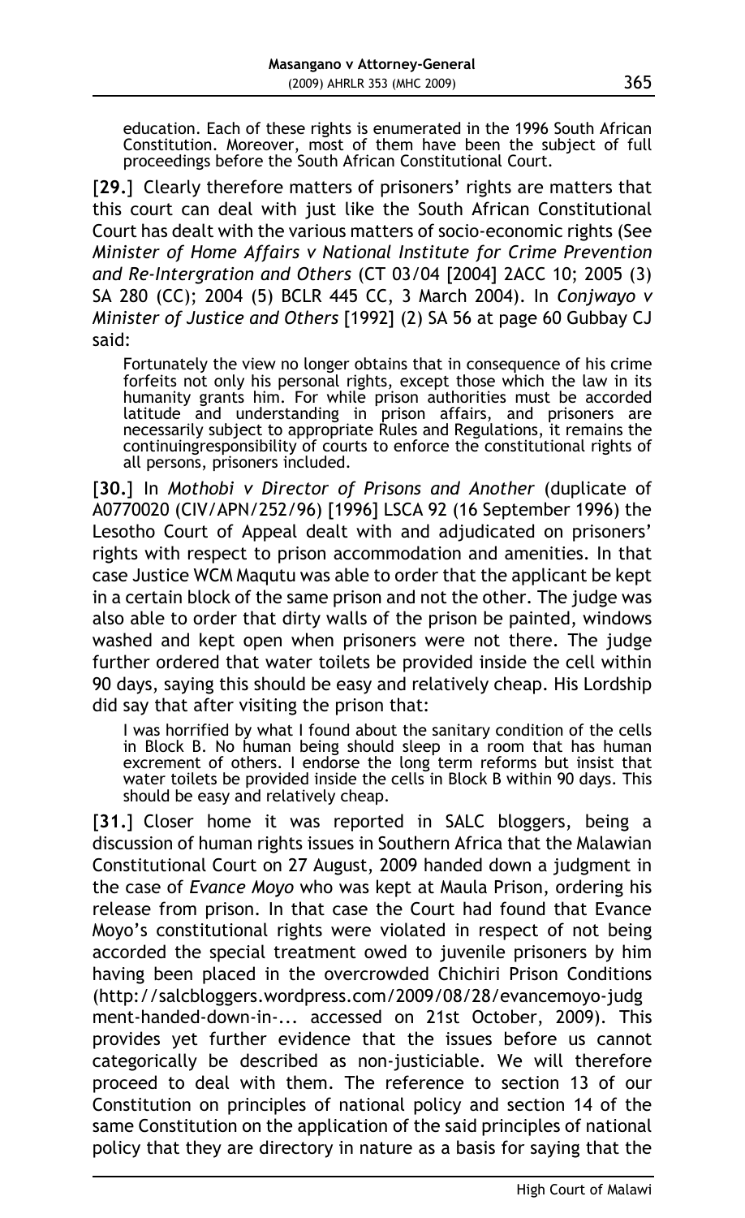education. Each of these rights is enumerated in the 1996 South African Constitution. Moreover, most of them have been the subject of full proceedings before the South African Constitutional Court.

[**29.**] Clearly therefore matters of prisoners' rights are matters that this court can deal with just like the South African Constitutional Court has dealt with the various matters of socio-economic rights (See *Minister of Home Affairs v National Institute for Crime Prevention and Re-Intergration and Others* (CT 03/04 [2004] 2ACC 10; 2005 (3) SA 280 (CC); 2004 (5) BCLR 445 CC, 3 March 2004). In *Conjwayo v Minister of Justice and Others* [1992] (2) SA 56 at page 60 Gubbay CJ said:

> Fortunately the view no longer obtains that in consequence of his crime forfeits not only his personal rights, except those which the law in its humanity grants him. For while prison authorities must be accorded latitude and understanding in prison affairs, and prisoners are necessarily subject to appropriate Rules and Regulations, it remains the continuingresponsibility of courts to enforce the constitutional rights of all persons, prisoners included.

[**30.**] In *Mothobi v Director of Prisons and Another* (duplicate of A0770020 (CIV/APN/252/96) [1996] LSCA 92 (16 September 1996) the Lesotho Court of Appeal dealt with and adjudicated on prisoners' rights with respect to prison accommodation and amenities. In that case Justice WCM Maqutu was able to order that the applicant be kept in a certain block of the same prison and not the other. The judge was also able to order that dirty walls of the prison be painted, windows washed and kept open when prisoners were not there. The judge further ordered that water toilets be provided inside the cell within 90 days, saying this should be easy and relatively cheap. His Lordship did say that after visiting the prison that:

> I was horrified by what I found about the sanitary condition of the cells in Block B. No human being should sleep in a room that has human excrement of others. I endorse the long term reforms but insist that water toilets be provided inside the cells in Block B within 90 days. This should be easy and relatively cheap.

[**31.**] Closer home it was reported in SALC bloggers, being a discussion of human rights issues in Southern Africa that the Malawian Constitutional Court on 27 August, 2009 handed down a judgment in the case of *Evance Moyo* who was kept at Maula Prison, ordering his release from prison. In that case the Court had found that Evance Moyo's constitutional rights were violated in respect of not being accorded the special treatment owed to juvenile prisoners by him having been placed in the overcrowded Chichiri Prison Conditions (http://salcbloggers.wordpress.com/2009/08/28/evancemoyo-judgment-handed-down-in-... accessed on 21st October, 2009). This provides yet further evidence that the issues before us cannot categorically be described as non-justiciable. We will therefore proceed to deal with them. The reference to section 13 of our Constitution on principles of national policy and section 14 of the same Constitution on the application of the said principles of national policy that they are directory in nature as a basis for saying that the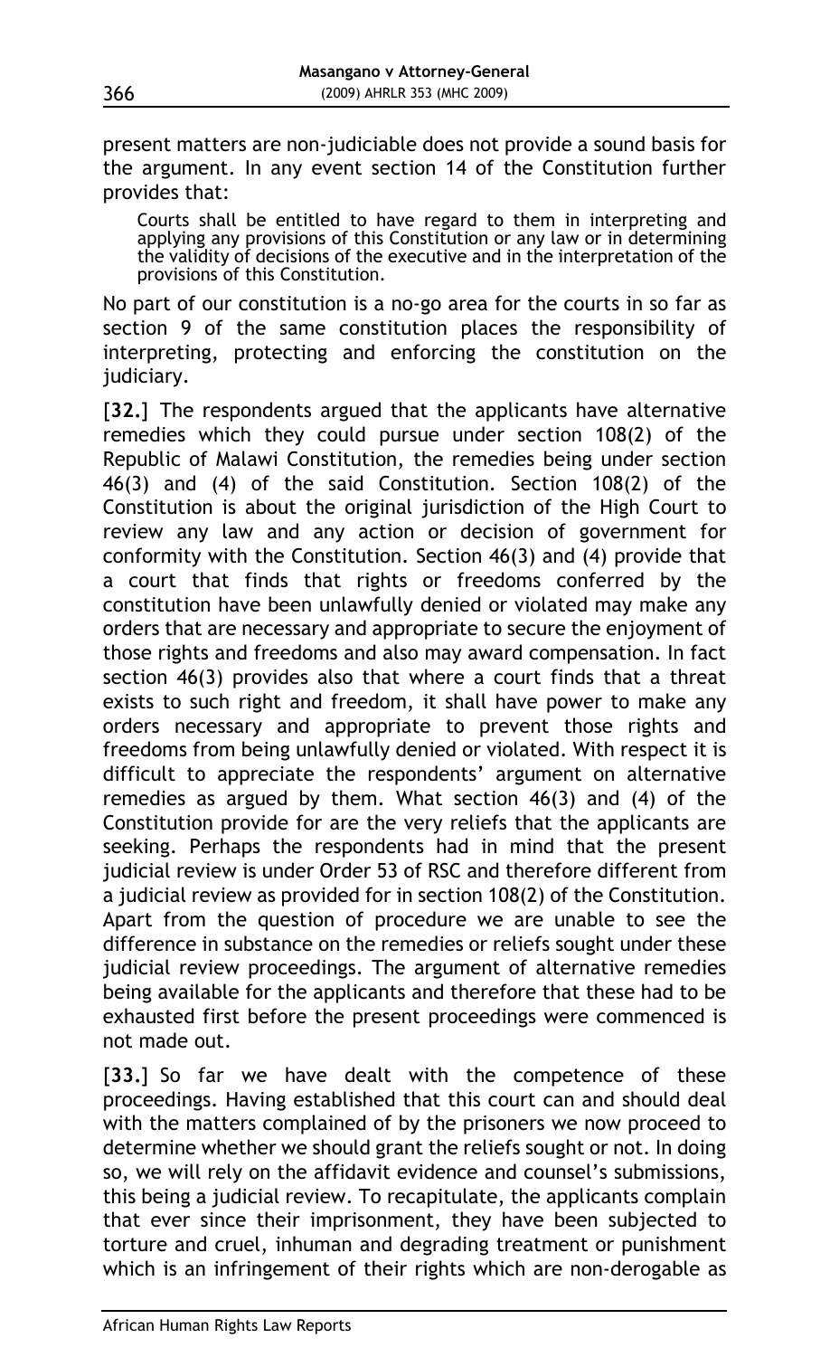present matters are non-judiciable does not provide a sound basis for the argument. In any event section 14 of the Constitution further provides that:

> Courts shall be entitled to have regard to them in interpreting and applying any provisions of this Constitution or any law or in determining the validity of decisions of the executive and in the interpretation of the provisions of this Constitution.

No part of our constitution is a no-go area for the courts in so far as section 9 of the same constitution places the responsibility of interpreting, protecting and enforcing the constitution on the judiciary.

[**32.**] The respondents argued that the applicants have alternative remedies which they could pursue under section 108(2) of the Republic of Malawi Constitution, the remedies being under section 46(3) and (4) of the said Constitution. Section 108(2) of the Constitution is about the original jurisdiction of the High Court to review any law and any action or decision of government for conformity with the Constitution. Section 46(3) and (4) provide that a court that finds that rights or freedoms conferred by the constitution have been unlawfully denied or violated may make any orders that are necessary and appropriate to secure the enjoyment of those rights and freedoms and also may award compensation. In fact section 46(3) provides also that where a court finds that a threat exists to such right and freedom, it shall have power to make any orders necessary and appropriate to prevent those rights and freedoms from being unlawfully denied or violated. With respect it is difficult to appreciate the respondents' argument on alternative remedies as argued by them. What section 46(3) and (4) of the Constitution provide for are the very reliefs that the applicants are seeking. Perhaps the respondents had in mind that the present judicial review is under Order 53 of RSC and therefore different from a judicial review as provided for in section 108(2) of the Constitution. Apart from the question of procedure we are unable to see the difference in substance on the remedies or reliefs sought under these judicial review proceedings. The argument of alternative remedies being available for the applicants and therefore that these had to be exhausted first before the present proceedings were commenced is not made out.

[**33.**] So far we have dealt with the competence of these proceedings. Having established that this court can and should deal with the matters complained of by the prisoners we now proceed to determine whether we should grant the reliefs sought or not. In doing so, we will rely on the affidavit evidence and counsel's submissions, this being a judicial review. To recapitulate, the applicants complain that ever since their imprisonment, they have been subjected to torture and cruel, inhuman and degrading treatment or punishment which is an infringement of their rights which are non-derogable as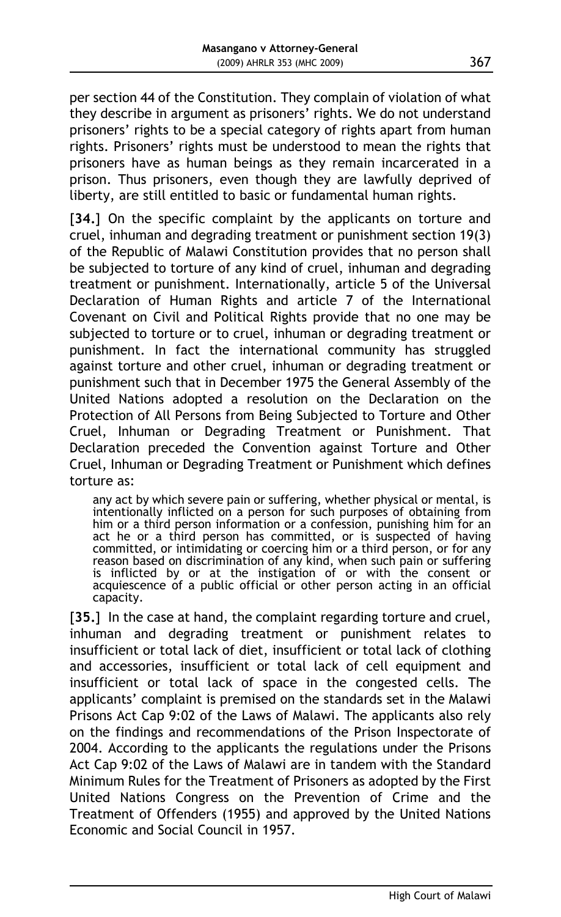per section 44 of the Constitution. They complain of violation of what they describe in argument as prisoners' rights. We do not understand prisoners' rights to be a special category of rights apart from human rights. Prisoners' rights must be understood to mean the rights that prisoners have as human beings as they remain incarcerated in a prison. Thus prisoners, even though they are lawfully deprived of liberty, are still entitled to basic or fundamental human rights.

[**34.**] On the specific complaint by the applicants on torture and cruel, inhuman and degrading treatment or punishment section 19(3) of the Republic of Malawi Constitution provides that no person shall be subjected to torture of any kind of cruel, inhuman and degrading treatment or punishment. Internationally, article 5 of the Universal Declaration of Human Rights and article 7 of the International Covenant on Civil and Political Rights provide that no one may be subjected to torture or to cruel, inhuman or degrading treatment or punishment. In fact the international community has struggled against torture and other cruel, inhuman or degrading treatment or punishment such that in December 1975 the General Assembly of the United Nations adopted a resolution on the Declaration on the Protection of All Persons from Being Subjected to Torture and Other Cruel, Inhuman or Degrading Treatment or Punishment. That Declaration preceded the Convention against Torture and Other Cruel, Inhuman or Degrading Treatment or Punishment which defines torture as:

> any act by which severe pain or suffering, whether physical or mental, is intentionally inflicted on a person for such purposes of obtaining from him or a third person information or a confession, punishing him for an act he or a third person has committed, or is suspected of having committed, or intimidating or coercing him or a third person, or for any reason based on discrimination of any kind, when such pain or suffering is inflicted by or at the instigation of or with the consent or acquiescence of a public official or other person acting in an official capacity.

[**35.**] In the case at hand, the complaint regarding torture and cruel, inhuman and degrading treatment or punishment relates to insufficient or total lack of diet, insufficient or total lack of clothing and accessories, insufficient or total lack of cell equipment and insufficient or total lack of space in the congested cells. The applicants' complaint is premised on the standards set in the Malawi Prisons Act Cap 9:02 of the Laws of Malawi. The applicants also rely on the findings and recommendations of the Prison Inspectorate of 2004. According to the applicants the regulations under the Prisons Act Cap 9:02 of the Laws of Malawi are in tandem with the Standard Minimum Rules for the Treatment of Prisoners as adopted by the First United Nations Congress on the Prevention of Crime and the Treatment of Offenders (1955) and approved by the United Nations Economic and Social Council in 1957.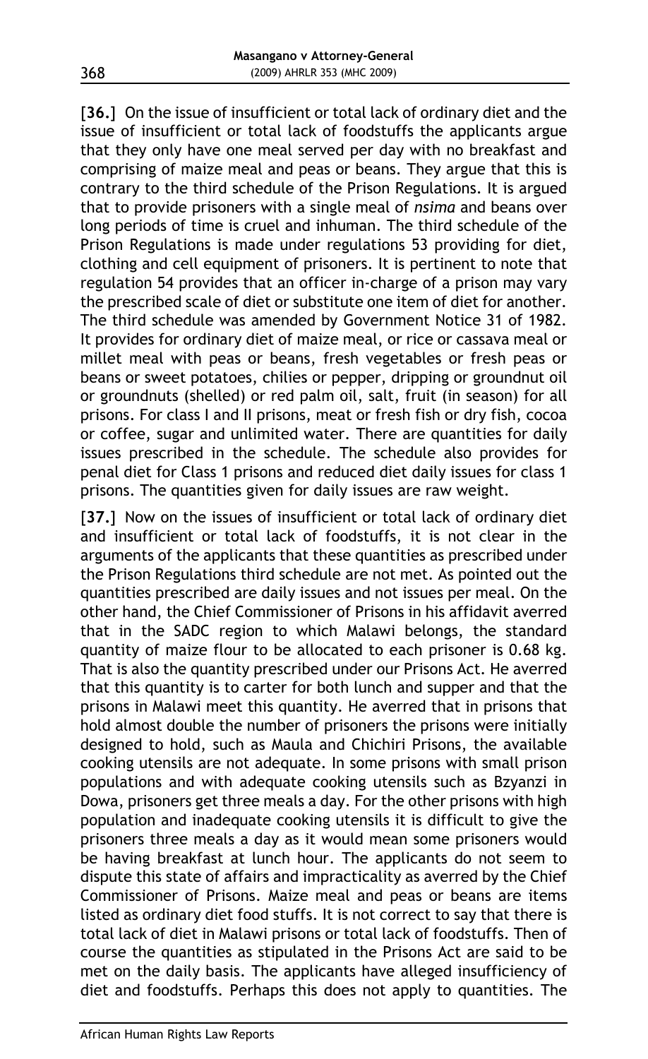[**36.**] On the issue of insufficient or total lack of ordinary diet and the issue of insufficient or total lack of foodstuffs the applicants argue that they only have one meal served per day with no breakfast and comprising of maize meal and peas or beans. They argue that this is contrary to the third schedule of the Prison Regulations. It is argued that to provide prisoners with a single meal of *nsima* and beans over long periods of time is cruel and inhuman. The third schedule of the Prison Regulations is made under regulations 53 providing for diet, clothing and cell equipment of prisoners. It is pertinent to note that regulation 54 provides that an officer in-charge of a prison may vary the prescribed scale of diet or substitute one item of diet for another. The third schedule was amended by Government Notice 31 of 1982. It provides for ordinary diet of maize meal, or rice or cassava meal or millet meal with peas or beans, fresh vegetables or fresh peas or beans or sweet potatoes, chilies or pepper, dripping or groundnut oil or groundnuts (shelled) or red palm oil, salt, fruit (in season) for all prisons. For class I and II prisons, meat or fresh fish or dry fish, cocoa or coffee, sugar and unlimited water. There are quantities for daily issues prescribed in the schedule. The schedule also provides for penal diet for Class 1 prisons and reduced diet daily issues for class 1 prisons. The quantities given for daily issues are raw weight.

[**37.**] Now on the issues of insufficient or total lack of ordinary diet and insufficient or total lack of foodstuffs, it is not clear in the arguments of the applicants that these quantities as prescribed under the Prison Regulations third schedule are not met. As pointed out the quantities prescribed are daily issues and not issues per meal. On the other hand, the Chief Commissioner of Prisons in his affidavit averred that in the SADC region to which Malawi belongs, the standard quantity of maize flour to be allocated to each prisoner is 0.68 kg. That is also the quantity prescribed under our Prisons Act. He averred that this quantity is to carter for both lunch and supper and that the prisons in Malawi meet this quantity. He averred that in prisons that hold almost double the number of prisoners the prisons were initially designed to hold, such as Maula and Chichiri Prisons, the available cooking utensils are not adequate. In some prisons with small prison populations and with adequate cooking utensils such as Bzyanzi in Dowa, prisoners get three meals a day. For the other prisons with high population and inadequate cooking utensils it is difficult to give the prisoners three meals a day as it would mean some prisoners would be having breakfast at lunch hour. The applicants do not seem to dispute this state of affairs and impracticality as averred by the Chief Commissioner of Prisons. Maize meal and peas or beans are items listed as ordinary diet food stuffs. It is not correct to say that there is total lack of diet in Malawi prisons or total lack of foodstuffs. Then of course the quantities as stipulated in the Prisons Act are said to be met on the daily basis. The applicants have alleged insufficiency of diet and foodstuffs. Perhaps this does not apply to quantities. The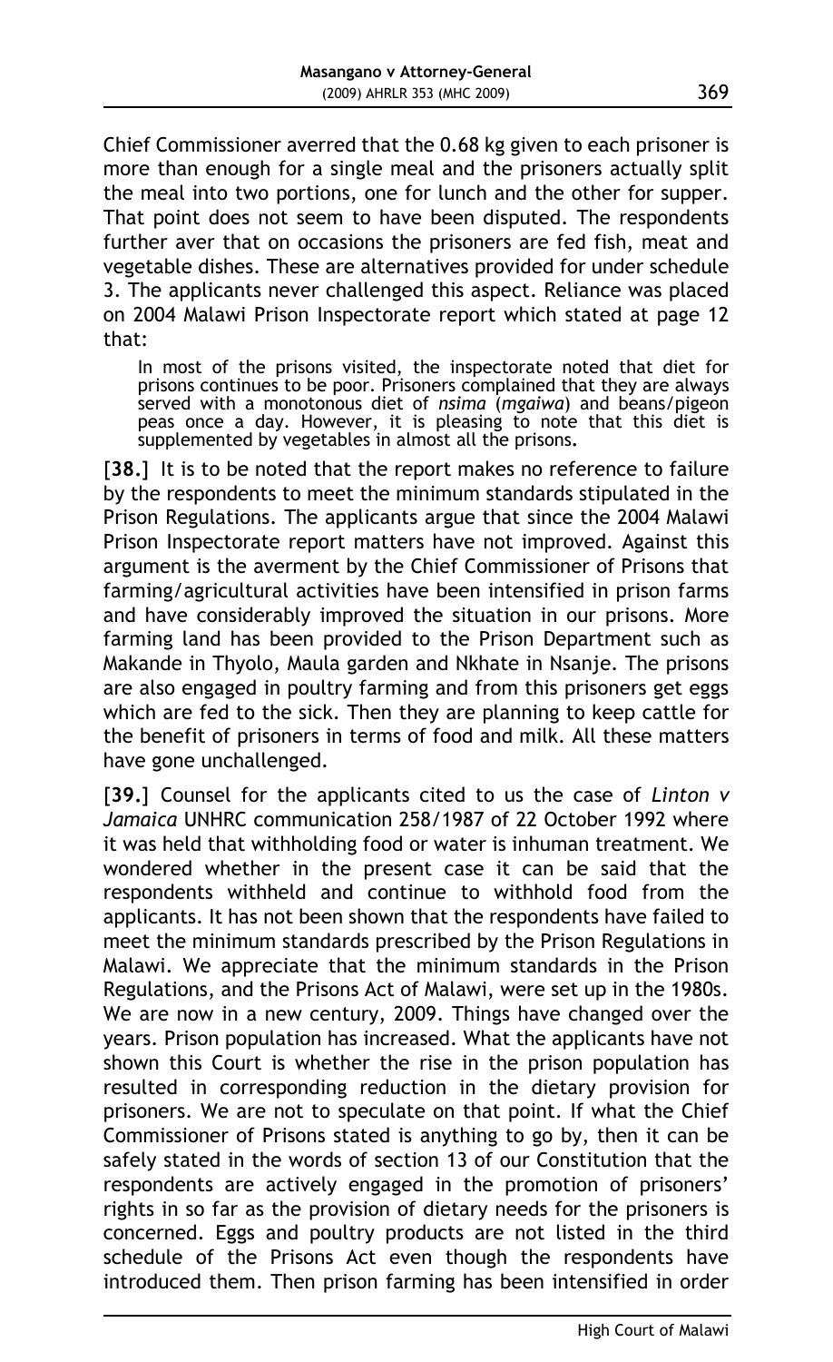Chief Commissioner averred that the 0.68 kg given to each prisoner is more than enough for a single meal and the prisoners actually split the meal into two portions, one for lunch and the other for supper. That point does not seem to have been disputed. The respondents further aver that on occasions the prisoners are fed fish, meat and vegetable dishes. These are alternatives provided for under schedule 3. The applicants never challenged this aspect. Reliance was placed on 2004 Malawi Prison Inspectorate report which stated at page 12 that:

> In most of the prisons visited, the inspectorate noted that diet for prisons continues to be poor. Prisoners complained that they are always served with a monotonous diet of *nsima* (*mgaiwa*) and beans/pigeon peas once a day. However, it is pleasing to note that this diet is supplemented by vegetables in almost all the prisons.

[**38.**] It is to be noted that the report makes no reference to failure by the respondents to meet the minimum standards stipulated in the Prison Regulations. The applicants argue that since the 2004 Malawi Prison Inspectorate report matters have not improved. Against this argument is the averment by the Chief Commissioner of Prisons that farming/agricultural activities have been intensified in prison farms and have considerably improved the situation in our prisons. More farming land has been provided to the Prison Department such as Makande in Thyolo, Maula garden and Nkhate in Nsanje. The prisons are also engaged in poultry farming and from this prisoners get eggs which are fed to the sick. Then they are planning to keep cattle for the benefit of prisoners in terms of food and milk. All these matters have gone unchallenged.

[**39.**] Counsel for the applicants cited to us the case of *Linton v Jamaica* UNHRC communication 258/1987 of 22 October 1992 where it was held that withholding food or water is inhuman treatment. We wondered whether in the present case it can be said that the respondents withheld and continue to withhold food from the applicants. It has not been shown that the respondents have failed to meet the minimum standards prescribed by the Prison Regulations in Malawi. We appreciate that the minimum standards in the Prison Regulations, and the Prisons Act of Malawi, were set up in the 1980s. We are now in a new century, 2009. Things have changed over the years. Prison population has increased. What the applicants have not shown this Court is whether the rise in the prison population has resulted in corresponding reduction in the dietary provision for prisoners. We are not to speculate on that point. If what the Chief Commissioner of Prisons stated is anything to go by, then it can be safely stated in the words of section 13 of our Constitution that the respondents are actively engaged in the promotion of prisoners' rights in so far as the provision of dietary needs for the prisoners is concerned. Eggs and poultry products are not listed in the third schedule of the Prisons Act even though the respondents have introduced them. Then prison farming has been intensified in order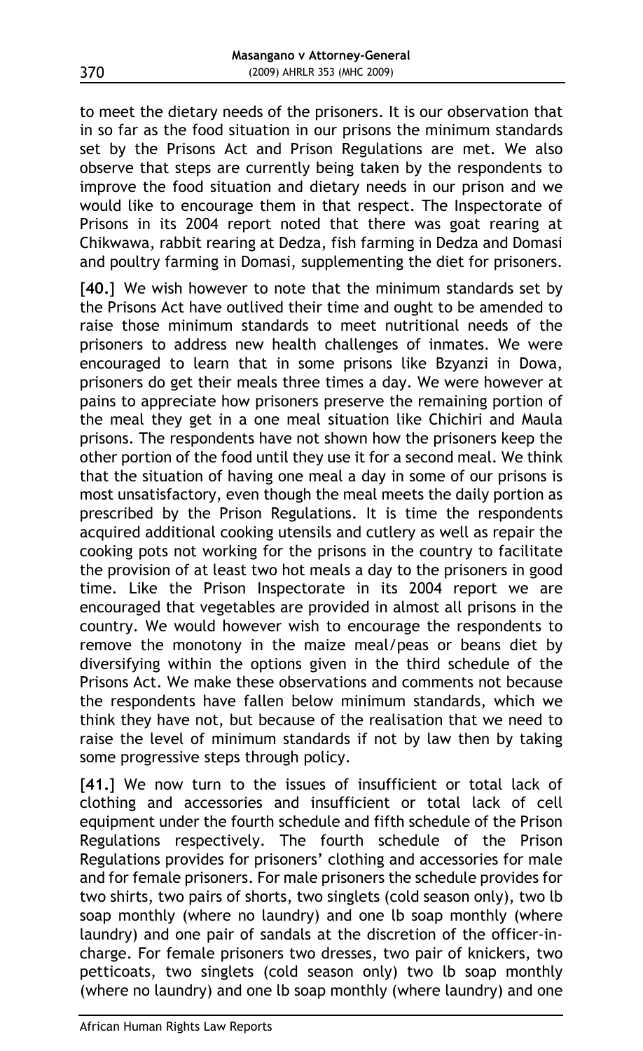to meet the dietary needs of the prisoners. It is our observation that in so far as the food situation in our prisons the minimum standards set by the Prisons Act and Prison Regulations are met. We also observe that steps are currently being taken by the respondents to improve the food situation and dietary needs in our prison and we would like to encourage them in that respect. The Inspectorate of Prisons in its 2004 report noted that there was goat rearing at Chikwawa, rabbit rearing at Dedza, fish farming in Dedza and Domasi and poultry farming in Domasi, supplementing the diet for prisoners.

[**40.**] We wish however to note that the minimum standards set by the Prisons Act have outlived their time and ought to be amended to raise those minimum standards to meet nutritional needs of the prisoners to address new health challenges of inmates. We were encouraged to learn that in some prisons like Bzyanzi in Dowa, prisoners do get their meals three times a day. We were however at pains to appreciate how prisoners preserve the remaining portion of the meal they get in a one meal situation like Chichiri and Maula prisons. The respondents have not shown how the prisoners keep the other portion of the food until they use it for a second meal. We think that the situation of having one meal a day in some of our prisons is most unsatisfactory, even though the meal meets the daily portion as prescribed by the Prison Regulations. It is time the respondents acquired additional cooking utensils and cutlery as well as repair the cooking pots not working for the prisons in the country to facilitate the provision of at least two hot meals a day to the prisoners in good time. Like the Prison Inspectorate in its 2004 report we are encouraged that vegetables are provided in almost all prisons in the country. We would however wish to encourage the respondents to remove the monotony in the maize meal/peas or beans diet by diversifying within the options given in the third schedule of the Prisons Act. We make these observations and comments not because the respondents have fallen below minimum standards, which we think they have not, but because of the realisation that we need to raise the level of minimum standards if not by law then by taking some progressive steps through policy.

[**41.**] We now turn to the issues of insufficient or total lack of clothing and accessories and insufficient or total lack of cell equipment under the fourth schedule and fifth schedule of the Prison Regulations respectively. The fourth schedule of the Prison Regulations provides for prisoners' clothing and accessories for male and for female prisoners. For male prisoners the schedule provides for two shirts, two pairs of shorts, two singlets (cold season only), two lb soap monthly (where no laundry) and one lb soap monthly (where laundry) and one pair of sandals at the discretion of the officer-in-charge. For female prisoners two dresses, two pair of knickers, two petticoats, two singlets (cold season only) two lb soap monthly (where no laundry) and one lb soap monthly (where laundry) and one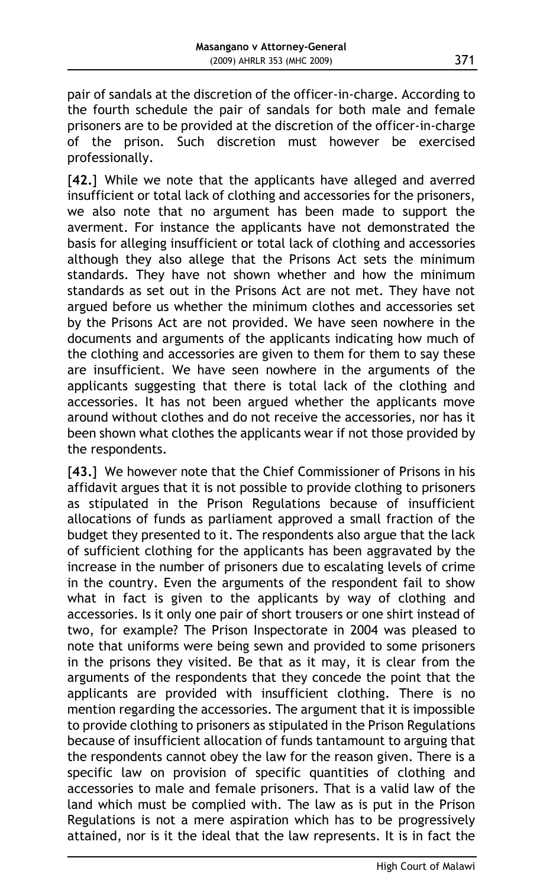pair of sandals at the discretion of the officer-in-charge. According to the fourth schedule the pair of sandals for both male and female prisoners are to be provided at the discretion of the officer-in-charge of the prison. Such discretion must however be exercised professionally.

[**42.**] While we note that the applicants have alleged and averred insufficient or total lack of clothing and accessories for the prisoners, we also note that no argument has been made to support the averment. For instance the applicants have not demonstrated the basis for alleging insufficient or total lack of clothing and accessories although they also allege that the Prisons Act sets the minimum standards. They have not shown whether and how the minimum standards as set out in the Prisons Act are not met. They have not argued before us whether the minimum clothes and accessories set by the Prisons Act are not provided. We have seen nowhere in the documents and arguments of the applicants indicating how much of the clothing and accessories are given to them for them to say these are insufficient. We have seen nowhere in the arguments of the applicants suggesting that there is total lack of the clothing and accessories. It has not been argued whether the applicants move around without clothes and do not receive the accessories, nor has it been shown what clothes the applicants wear if not those provided by the respondents.

[**43.**] We however note that the Chief Commissioner of Prisons in his affidavit argues that it is not possible to provide clothing to prisoners as stipulated in the Prison Regulations because of insufficient allocations of funds as parliament approved a small fraction of the budget they presented to it. The respondents also argue that the lack of sufficient clothing for the applicants has been aggravated by the increase in the number of prisoners due to escalating levels of crime in the country. Even the arguments of the respondent fail to show what in fact is given to the applicants by way of clothing and accessories. Is it only one pair of short trousers or one shirt instead of two, for example? The Prison Inspectorate in 2004 was pleased to note that uniforms were being sewn and provided to some prisoners in the prisons they visited. Be that as it may, it is clear from the arguments of the respondents that they concede the point that the applicants are provided with insufficient clothing. There is no mention regarding the accessories. The argument that it is impossible to provide clothing to prisoners as stipulated in the Prison Regulations because of insufficient allocation of funds tantamount to arguing that the respondents cannot obey the law for the reason given. There is a specific law on provision of specific quantities of clothing and accessories to male and female prisoners. That is a valid law of the land which must be complied with. The law as is put in the Prison Regulations is not a mere aspiration which has to be progressively attained, nor is it the ideal that the law represents. It is in fact the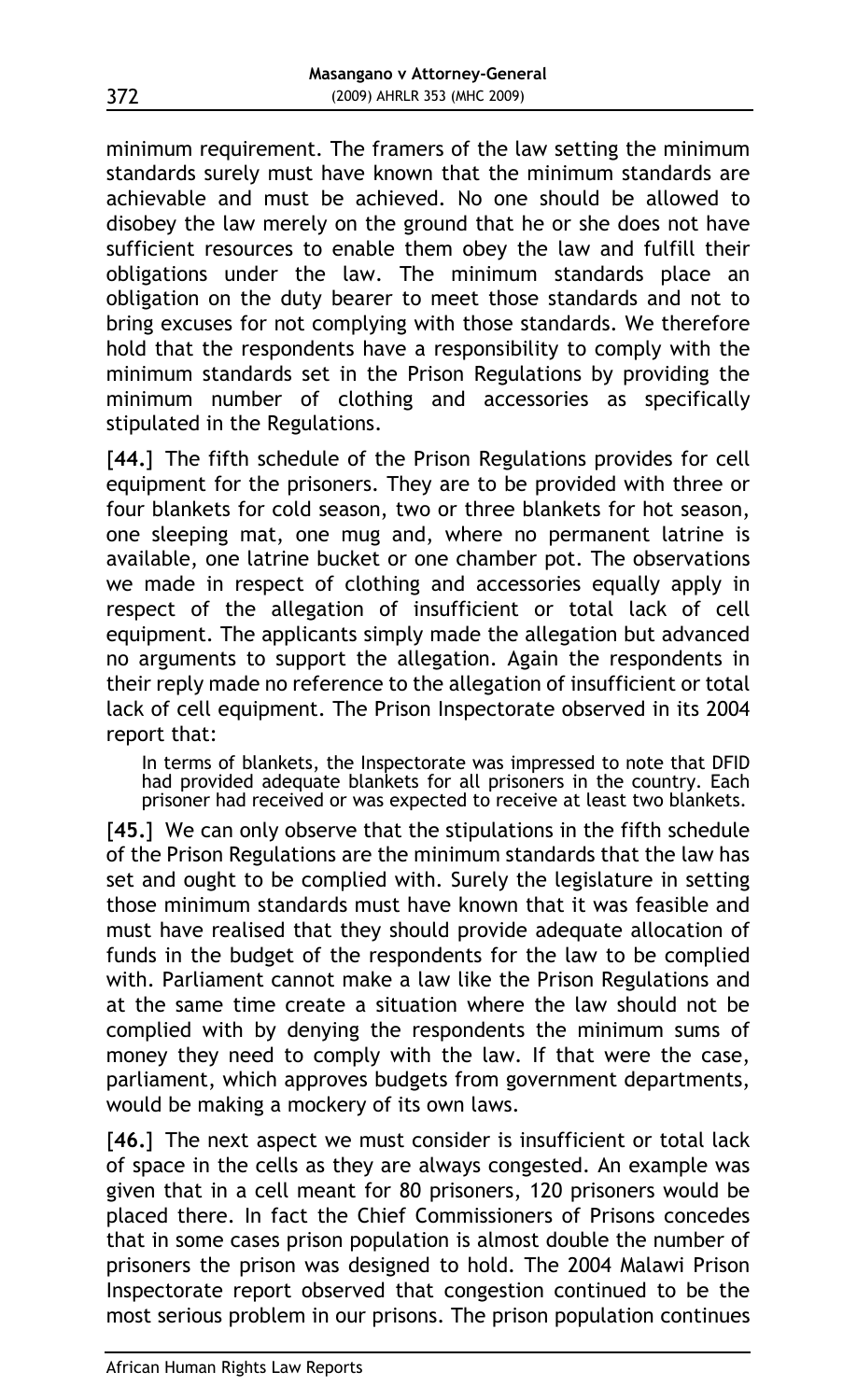minimum requirement. The framers of the law setting the minimum standards surely must have known that the minimum standards are achievable and must be achieved. No one should be allowed to disobey the law merely on the ground that he or she does not have sufficient resources to enable them obey the law and fulfill their obligations under the law. The minimum standards place an obligation on the duty bearer to meet those standards and not to bring excuses for not complying with those standards. We therefore hold that the respondents have a responsibility to comply with the minimum standards set in the Prison Regulations by providing the minimum number of clothing and accessories as specifically stipulated in the Regulations.

[**44.**] The fifth schedule of the Prison Regulations provides for cell equipment for the prisoners. They are to be provided with three or four blankets for cold season, two or three blankets for hot season, one sleeping mat, one mug and, where no permanent latrine is available, one latrine bucket or one chamber pot. The observations we made in respect of clothing and accessories equally apply in respect of the allegation of insufficient or total lack of cell equipment. The applicants simply made the allegation but advanced no arguments to support the allegation. Again the respondents in their reply made no reference to the allegation of insufficient or total lack of cell equipment. The Prison Inspectorate observed in its 2004 report that:

> In terms of blankets, the Inspectorate was impressed to note that DFID had provided adequate blankets for all prisoners in the country. Each prisoner had received or was expected to receive at least two blankets.

[**45.**] We can only observe that the stipulations in the fifth schedule of the Prison Regulations are the minimum standards that the law has set and ought to be complied with. Surely the legislature in setting those minimum standards must have known that it was feasible and must have realised that they should provide adequate allocation of funds in the budget of the respondents for the law to be complied with. Parliament cannot make a law like the Prison Regulations and at the same time create a situation where the law should not be complied with by denying the respondents the minimum sums of money they need to comply with the law. If that were the case, parliament, which approves budgets from government departments, would be making a mockery of its own laws.

[**46.**] The next aspect we must consider is insufficient or total lack of space in the cells as they are always congested. An example was given that in a cell meant for 80 prisoners, 120 prisoners would be placed there. In fact the Chief Commissioners of Prisons concedes that in some cases prison population is almost double the number of prisoners the prison was designed to hold. The 2004 Malawi Prison Inspectorate report observed that congestion continued to be the most serious problem in our prisons. The prison population continues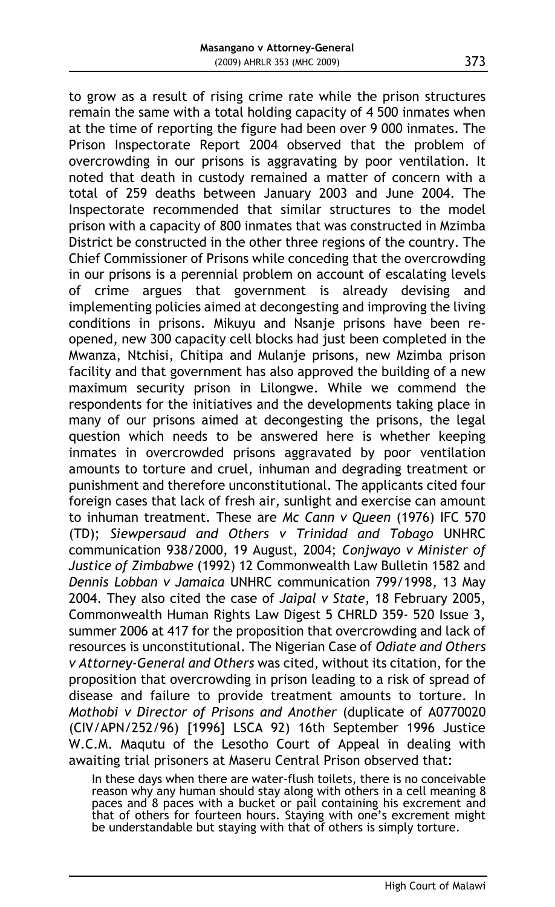to grow as a result of rising crime rate while the prison structures remain the same with a total holding capacity of 4 500 inmates when at the time of reporting the figure had been over 9 000 inmates. The Prison Inspectorate Report 2004 observed that the problem of overcrowding in our prisons is aggravating by poor ventilation. It noted that death in custody remained a matter of concern with a total of 259 deaths between January 2003 and June 2004. The Inspectorate recommended that similar structures to the model prison with a capacity of 800 inmates that was constructed in Mzimba District be constructed in the other three regions of the country. The Chief Commissioner of Prisons while conceding that the overcrowding in our prisons is a perennial problem on account of escalating levels of crime argues that government is already devising and implementing policies aimed at decongesting and improving the living conditions in prisons. Mikuyu and Nsanje prisons have been re-opened, new 300 capacity cell blocks had just been completed in the Mwanza, Ntchisi, Chitipa and Mulanje prisons, new Mzimba prison facility and that government has also approved the building of a new maximum security prison in Lilongwe. While we commend the respondents for the initiatives and the developments taking place in many of our prisons aimed at decongesting the prisons, the legal question which needs to be answered here is whether keeping inmates in overcrowded prisons aggravated by poor ventilation amounts to torture and cruel, inhuman and degrading treatment or punishment and therefore unconstitutional. The applicants cited four foreign cases that lack of fresh air, sunlight and exercise can amount to inhuman treatment. These are *Mc Cann v Queen* (1976) IFC 570 (TD); *Siewpersaud and Others v Trinidad and Tobago* UNHRC communication 938/2000, 19 August, 2004; *Conjwayo v Minister of Justice of Zimbabwe* (1992) 12 Commonwealth Law Bulletin 1582 and *Dennis Lobban v Jamaica* UNHRC communication 799/1998, 13 May 2004. They also cited the case of *Jaipal v State*, 18 February 2005, Commonwealth Human Rights Law Digest 5 CHRLD 359- 520 Issue 3, summer 2006 at 417 for the proposition that overcrowding and lack of resources is unconstitutional. The Nigerian Case of *Odiate and Others v Attorney-General and Others* was cited, without its citation, for the proposition that overcrowding in prison leading to a risk of spread of disease and failure to provide treatment amounts to torture. In *Mothobi v Director of Prisons and Another* (duplicate of A0770020 (CIV/APN/252/96) [1996] LSCA 92) 16th September 1996 Justice W.C.M. Maqutu of the Lesotho Court of Appeal in dealing with awaiting trial prisoners at Maseru Central Prison observed that:

> In these days when there are water-flush toilets, there is no conceivable reason why any human should stay along with others in a cell meaning 8 paces and 8 paces with a bucket or pail containing his excrement and that of others for fourteen hours. Staying with one's excrement might be understandable but staying with that of others is simply torture.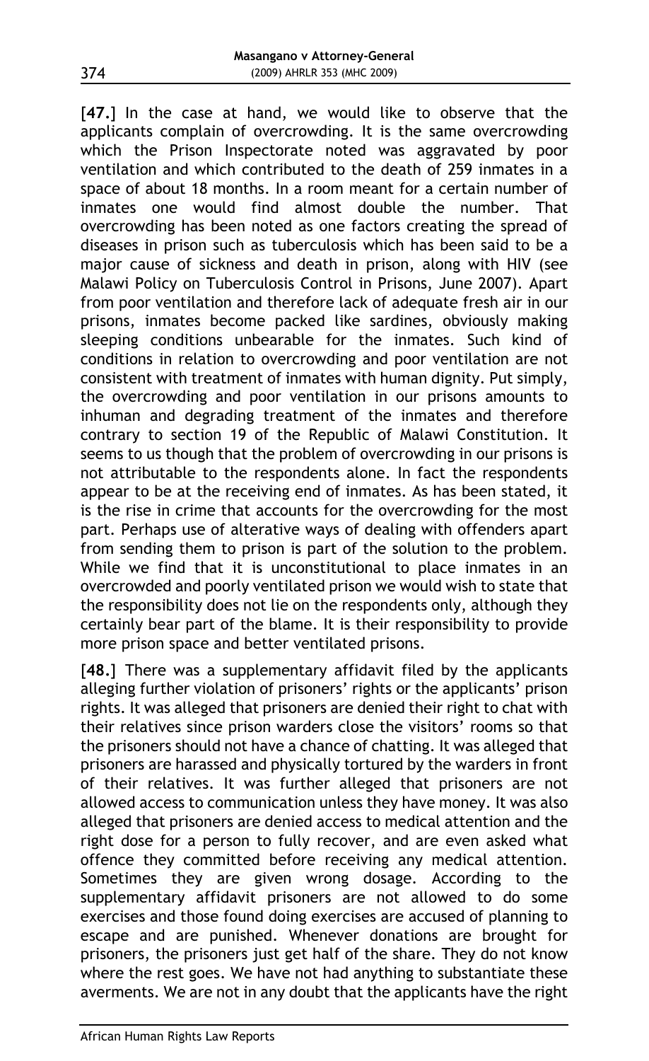[**47.**] In the case at hand, we would like to observe that the applicants complain of overcrowding. It is the same overcrowding which the Prison Inspectorate noted was aggravated by poor ventilation and which contributed to the death of 259 inmates in a space of about 18 months. In a room meant for a certain number of inmates one would find almost double the number. That overcrowding has been noted as one factors creating the spread of diseases in prison such as tuberculosis which has been said to be a major cause of sickness and death in prison, along with HIV (see Malawi Policy on Tuberculosis Control in Prisons, June 2007). Apart from poor ventilation and therefore lack of adequate fresh air in our prisons, inmates become packed like sardines, obviously making sleeping conditions unbearable for the inmates. Such kind of conditions in relation to overcrowding and poor ventilation are not consistent with treatment of inmates with human dignity. Put simply, the overcrowding and poor ventilation in our prisons amounts to inhuman and degrading treatment of the inmates and therefore contrary to section 19 of the Republic of Malawi Constitution. It seems to us though that the problem of overcrowding in our prisons is not attributable to the respondents alone. In fact the respondents appear to be at the receiving end of inmates. As has been stated, it is the rise in crime that accounts for the overcrowding for the most part. Perhaps use of alterative ways of dealing with offenders apart from sending them to prison is part of the solution to the problem. While we find that it is unconstitutional to place inmates in an overcrowded and poorly ventilated prison we would wish to state that the responsibility does not lie on the respondents only, although they certainly bear part of the blame. It is their responsibility to provide more prison space and better ventilated prisons.

[**48.**] There was a supplementary affidavit filed by the applicants alleging further violation of prisoners' rights or the applicants' prison rights. It was alleged that prisoners are denied their right to chat with their relatives since prison warders close the visitors' rooms so that the prisoners should not have a chance of chatting. It was alleged that prisoners are harassed and physically tortured by the warders in front of their relatives. It was further alleged that prisoners are not allowed access to communication unless they have money. It was also alleged that prisoners are denied access to medical attention and the right dose for a person to fully recover, and are even asked what offence they committed before receiving any medical attention. Sometimes they are given wrong dosage. According to the supplementary affidavit prisoners are not allowed to do some exercises and those found doing exercises are accused of planning to escape and are punished. Whenever donations are brought for prisoners, the prisoners just get half of the share. They do not know where the rest goes. We have not had anything to substantiate these averments. We are not in any doubt that the applicants have the right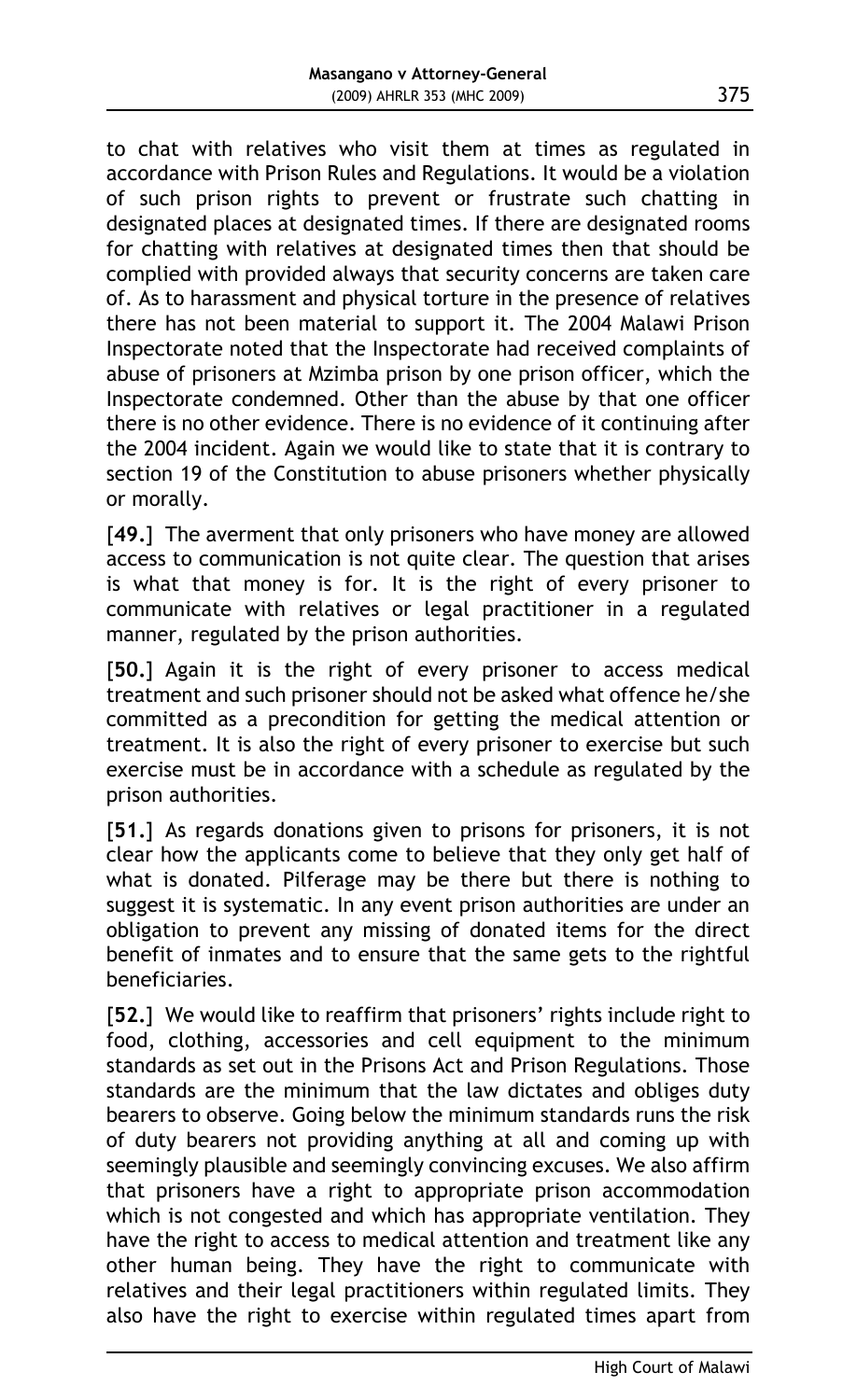to chat with relatives who visit them at times as regulated in accordance with Prison Rules and Regulations. It would be a violation of such prison rights to prevent or frustrate such chatting in designated places at designated times. If there are designated rooms for chatting with relatives at designated times then that should be complied with provided always that security concerns are taken care of. As to harassment and physical torture in the presence of relatives there has not been material to support it. The 2004 Malawi Prison Inspectorate noted that the Inspectorate had received complaints of abuse of prisoners at Mzimba prison by one prison officer, which the Inspectorate condemned. Other than the abuse by that one officer there is no other evidence. There is no evidence of it continuing after the 2004 incident. Again we would like to state that it is contrary to section 19 of the Constitution to abuse prisoners whether physically or morally.

[**49.**] The averment that only prisoners who have money are allowed access to communication is not quite clear. The question that arises is what that money is for. It is the right of every prisoner to communicate with relatives or legal practitioner in a regulated manner, regulated by the prison authorities.

[**50.**] Again it is the right of every prisoner to access medical treatment and such prisoner should not be asked what offence he/she committed as a precondition for getting the medical attention or treatment. It is also the right of every prisoner to exercise but such exercise must be in accordance with a schedule as regulated by the prison authorities.

[**51.**] As regards donations given to prisons for prisoners, it is not clear how the applicants come to believe that they only get half of what is donated. Pilferage may be there but there is nothing to suggest it is systematic. In any event prison authorities are under an obligation to prevent any missing of donated items for the direct benefit of inmates and to ensure that the same gets to the rightful beneficiaries.

[**52.**] We would like to reaffirm that prisoners' rights include right to food, clothing, accessories and cell equipment to the minimum standards as set out in the Prisons Act and Prison Regulations. Those standards are the minimum that the law dictates and obliges duty bearers to observe. Going below the minimum standards runs the risk of duty bearers not providing anything at all and coming up with seemingly plausible and seemingly convincing excuses. We also affirm that prisoners have a right to appropriate prison accommodation which is not congested and which has appropriate ventilation. They have the right to access to medical attention and treatment like any other human being. They have the right to communicate with relatives and their legal practitioners within regulated limits. They also have the right to exercise within regulated times apart from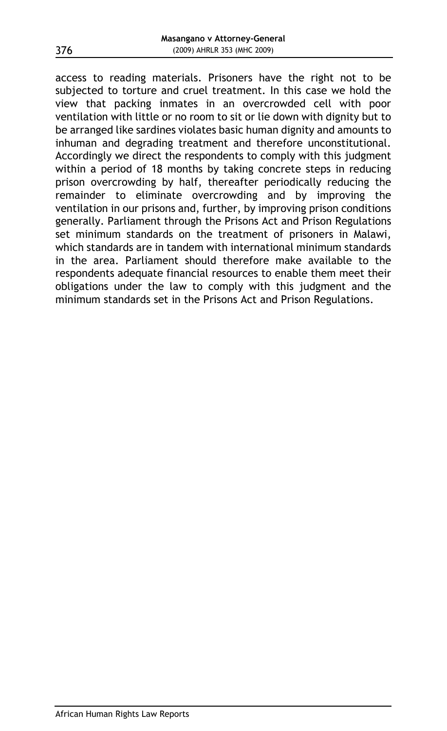access to reading materials. Prisoners have the right not to be subjected to torture and cruel treatment. In this case we hold the view that packing inmates in an overcrowded cell with poor ventilation with little or no room to sit or lie down with dignity but to be arranged like sardines violates basic human dignity and amounts to inhuman and degrading treatment and therefore unconstitutional. Accordingly we direct the respondents to comply with this judgment within a period of 18 months by taking concrete steps in reducing prison overcrowding by half, thereafter periodically reducing the remainder to eliminate overcrowding and by improving the ventilation in our prisons and, further, by improving prison conditions generally. Parliament through the Prisons Act and Prison Regulations set minimum standards on the treatment of prisoners in Malawi, which standards are in tandem with international minimum standards in the area. Parliament should therefore make available to the respondents adequate financial resources to enable them meet their obligations under the law to comply with this judgment and the minimum standards set in the Prisons Act and Prison Regulations.